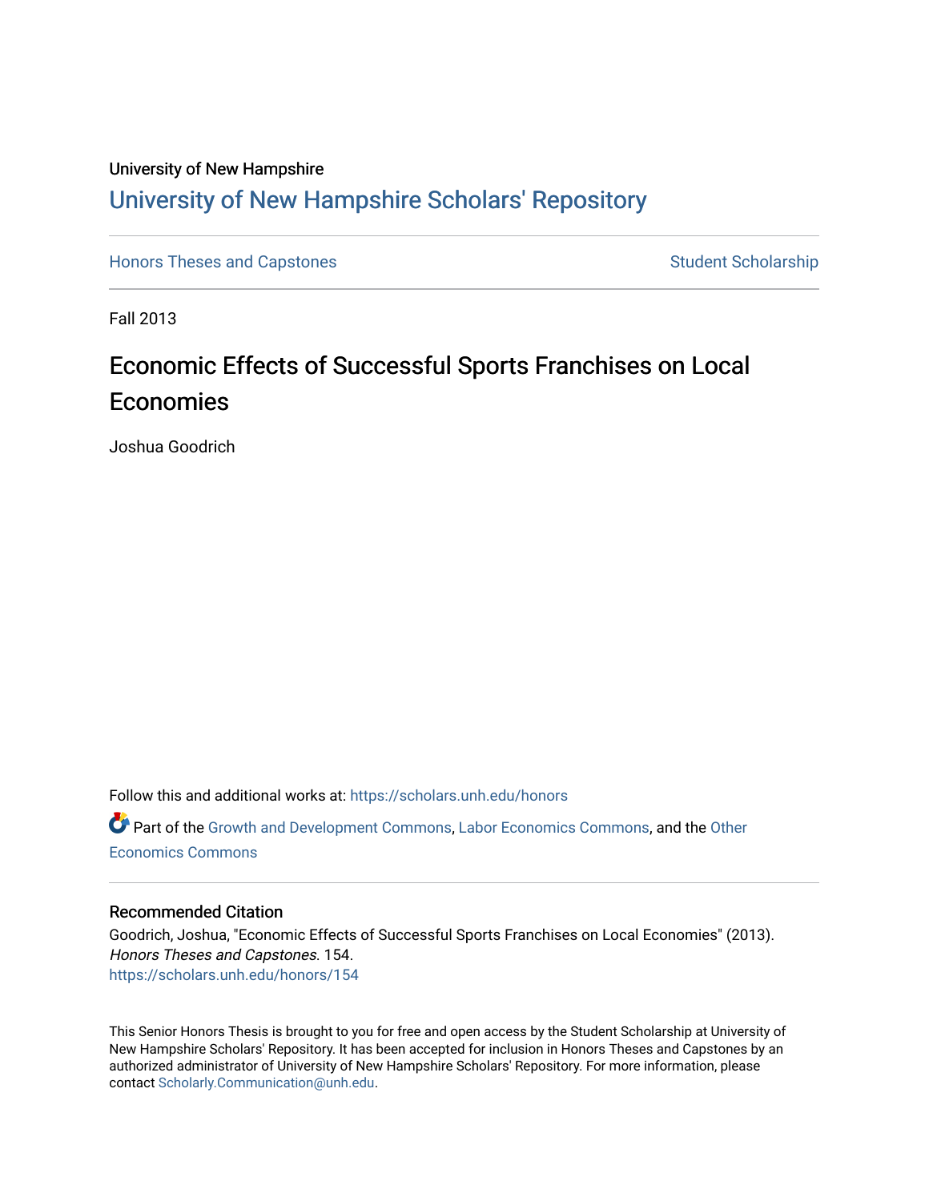University of New Hampshire

# University of New Hampshire Scholars' Repository

Honors Theses and Capstones | Student Scholarship

Fall 2013

## Economic Effects of Successful Sports Franchises on Local Economies

Joshua Goodrich

Follow this and additional works at: https://scholars.unh.edu/honors

Part of the Growth and Development Commons, Labor Economics Commons, and the Other Economics Commons

### Recommended Citation

Goodrich, Joshua, "Economic Effects of Successful Sports Franchises on Local Economies" (2013). *Honors Theses and Capstones*. 154.
https://scholars.unh.edu/honors/154

This Senior Honors Thesis is brought to you for free and open access by the Student Scholarship at University of New Hampshire Scholars' Repository. It has been accepted for inclusion in Honors Theses and Capstones by an authorized administrator of University of New Hampshire Scholars' Repository. For more information, please contact Scholarly.Communication@unh.edu.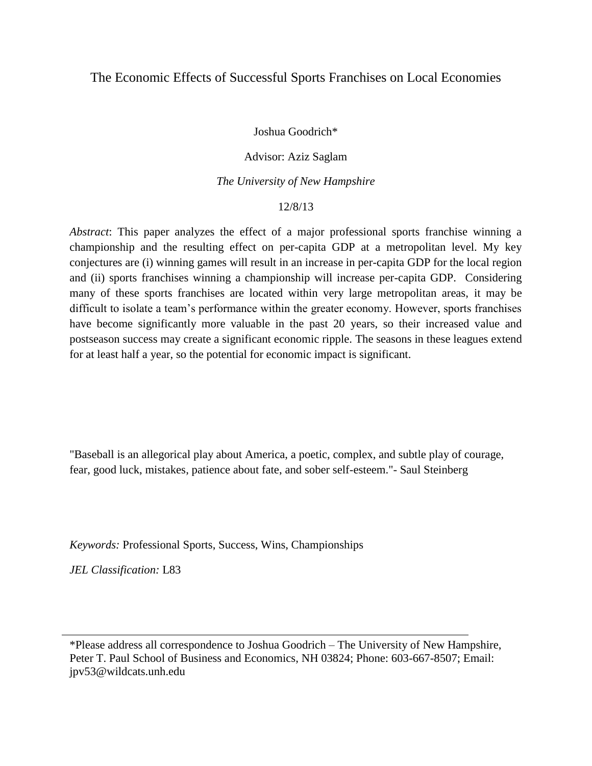# The Economic Effects of Successful Sports Franchises on Local Economies

Joshua Goodrich*

Advisor: Aziz Saglam

*The University of New Hampshire*

12/8/13

*Abstract*: This paper analyzes the effect of a major professional sports franchise winning a championship and the resulting effect on per-capita GDP at a metropolitan level. My key conjectures are (i) winning games will result in an increase in per-capita GDP for the local region and (ii) sports franchises winning a championship will increase per-capita GDP. Considering many of these sports franchises are located within very large metropolitan areas, it may be difficult to isolate a team's performance within the greater economy. However, sports franchises have become significantly more valuable in the past 20 years, so their increased value and postseason success may create a significant economic ripple. The seasons in these leagues extend for at least half a year, so the potential for economic impact is significant.

"Baseball is an allegorical play about America, a poetic, complex, and subtle play of courage, fear, good luck, mistakes, patience about fate, and sober self-esteem."- Saul Steinberg

*Keywords:* Professional Sports, Success, Wins, Championships

*JEL Classification:* L83

---

*Please address all correspondence to Joshua Goodrich – The University of New Hampshire, Peter T. Paul School of Business and Economics, NH 03824; Phone: 603-667-8507; Email: jpv53@wildcats.unh.edu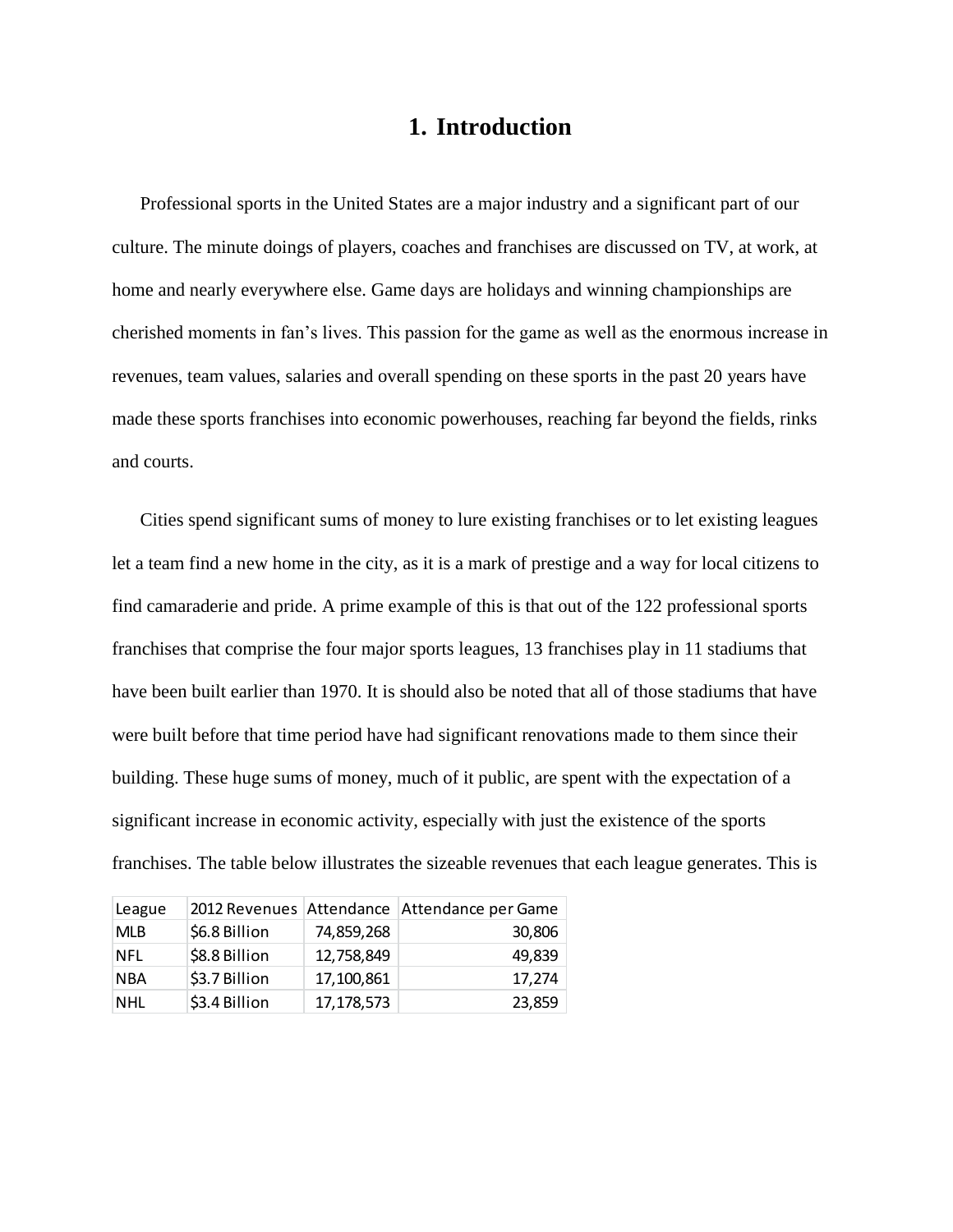# 1. Introduction

Professional sports in the United States are a major industry and a significant part of our culture. The minute doings of players, coaches and franchises are discussed on TV, at work, at home and nearly everywhere else. Game days are holidays and winning championships are cherished moments in fan's lives. This passion for the game as well as the enormous increase in revenues, team values, salaries and overall spending on these sports in the past 20 years have made these sports franchises into economic powerhouses, reaching far beyond the fields, rinks and courts.

Cities spend significant sums of money to lure existing franchises or to let existing leagues let a team find a new home in the city, as it is a mark of prestige and a way for local citizens to find camaraderie and pride. A prime example of this is that out of the 122 professional sports franchises that comprise the four major sports leagues, 13 franchises play in 11 stadiums that have been built earlier than 1970. It is should also be noted that all of those stadiums that have were built before that time period have had significant renovations made to them since their building. These huge sums of money, much of it public, are spent with the expectation of a significant increase in economic activity, especially with just the existence of the sports franchises. The table below illustrates the sizeable revenues that each league generates. This is

| League | 2012 Revenues | Attendance | Attendance per Game |
|---|---|---|---|
| MLB | $6.8 Billion | 74,859,268 | 30,806 |
| NFL | $8.8 Billion | 12,758,849 | 49,839 |
| NBA | $3.7 Billion | 17,100,861 | 17,274 |
| NHL | $3.4 Billion | 17,178,573 | 23,859 |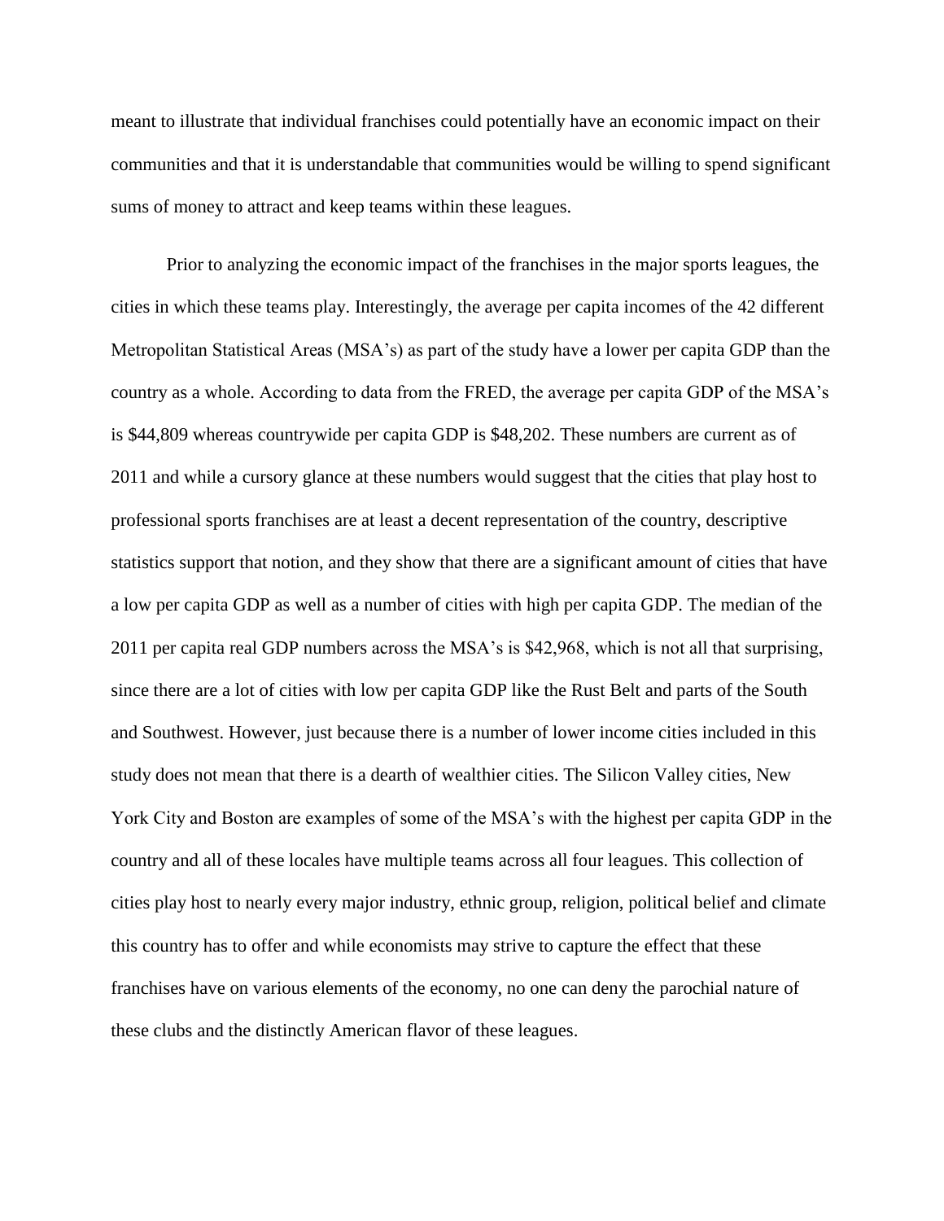meant to illustrate that individual franchises could potentially have an economic impact on their communities and that it is understandable that communities would be willing to spend significant sums of money to attract and keep teams within these leagues.

Prior to analyzing the economic impact of the franchises in the major sports leagues, the cities in which these teams play. Interestingly, the average per capita incomes of the 42 different Metropolitan Statistical Areas (MSA's) as part of the study have a lower per capita GDP than the country as a whole. According to data from the FRED, the average per capita GDP of the MSA's is $44,809 whereas countrywide per capita GDP is $48,202. These numbers are current as of 2011 and while a cursory glance at these numbers would suggest that the cities that play host to professional sports franchises are at least a decent representation of the country, descriptive statistics support that notion, and they show that there are a significant amount of cities that have a low per capita GDP as well as a number of cities with high per capita GDP. The median of the 2011 per capita real GDP numbers across the MSA's is $42,968, which is not all that surprising, since there are a lot of cities with low per capita GDP like the Rust Belt and parts of the South and Southwest. However, just because there is a number of lower income cities included in this study does not mean that there is a dearth of wealthier cities. The Silicon Valley cities, New York City and Boston are examples of some of the MSA's with the highest per capita GDP in the country and all of these locales have multiple teams across all four leagues. This collection of cities play host to nearly every major industry, ethnic group, religion, political belief and climate this country has to offer and while economists may strive to capture the effect that these franchises have on various elements of the economy, no one can deny the parochial nature of these clubs and the distinctly American flavor of these leagues.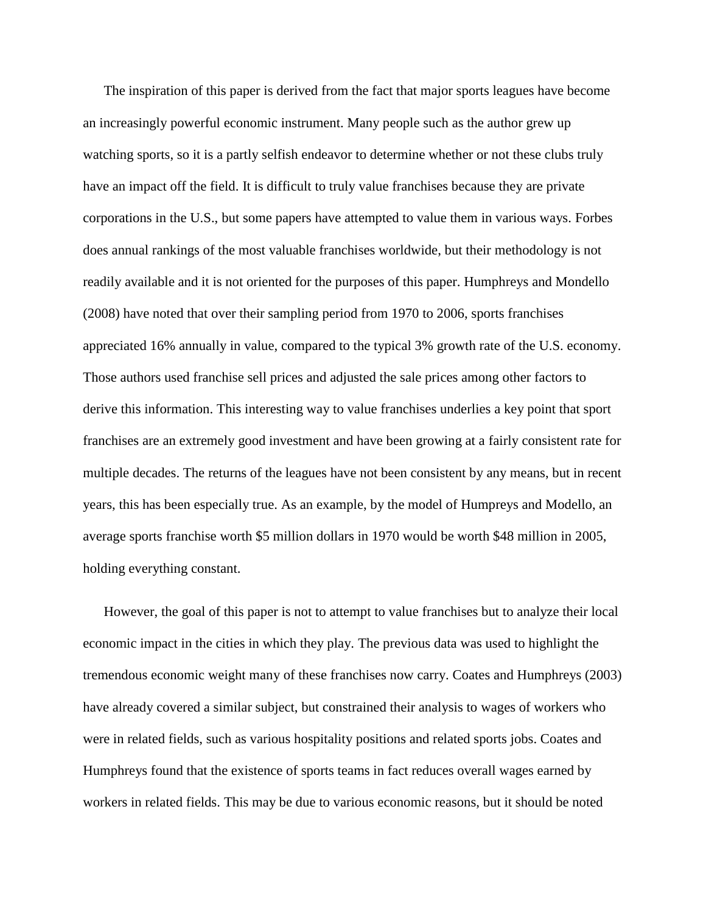The inspiration of this paper is derived from the fact that major sports leagues have become an increasingly powerful economic instrument. Many people such as the author grew up watching sports, so it is a partly selfish endeavor to determine whether or not these clubs truly have an impact off the field. It is difficult to truly value franchises because they are private corporations in the U.S., but some papers have attempted to value them in various ways. Forbes does annual rankings of the most valuable franchises worldwide, but their methodology is not readily available and it is not oriented for the purposes of this paper. Humphreys and Mondello (2008) have noted that over their sampling period from 1970 to 2006, sports franchises appreciated 16% annually in value, compared to the typical 3% growth rate of the U.S. economy. Those authors used franchise sell prices and adjusted the sale prices among other factors to derive this information. This interesting way to value franchises underlies a key point that sport franchises are an extremely good investment and have been growing at a fairly consistent rate for multiple decades. The returns of the leagues have not been consistent by any means, but in recent years, this has been especially true. As an example, by the model of Humpreys and Modello, an average sports franchise worth $5 million dollars in 1970 would be worth $48 million in 2005, holding everything constant.

However, the goal of this paper is not to attempt to value franchises but to analyze their local economic impact in the cities in which they play. The previous data was used to highlight the tremendous economic weight many of these franchises now carry. Coates and Humphreys (2003) have already covered a similar subject, but constrained their analysis to wages of workers who were in related fields, such as various hospitality positions and related sports jobs. Coates and Humphreys found that the existence of sports teams in fact reduces overall wages earned by workers in related fields. This may be due to various economic reasons, but it should be noted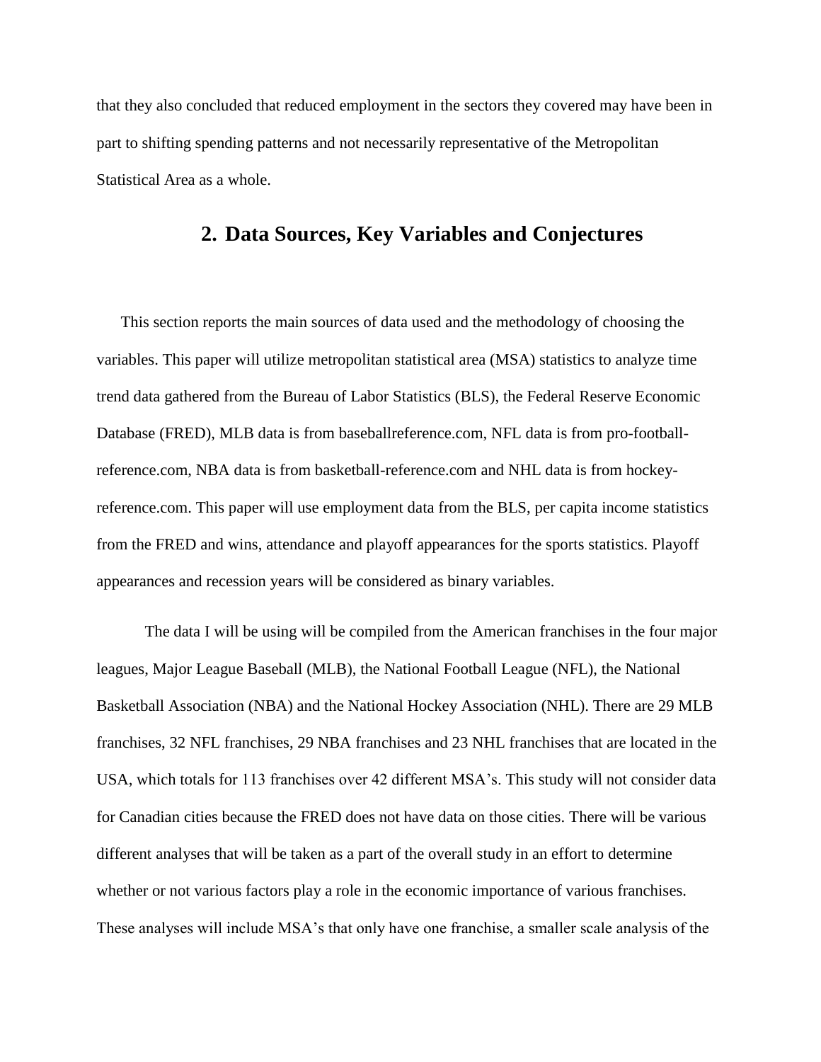that they also concluded that reduced employment in the sectors they covered may have been in part to shifting spending patterns and not necessarily representative of the Metropolitan Statistical Area as a whole.

## 2. Data Sources, Key Variables and Conjectures

This section reports the main sources of data used and the methodology of choosing the variables. This paper will utilize metropolitan statistical area (MSA) statistics to analyze time trend data gathered from the Bureau of Labor Statistics (BLS), the Federal Reserve Economic Database (FRED), MLB data is from baseballreference.com, NFL data is from pro-football-reference.com, NBA data is from basketball-reference.com and NHL data is from hockey-reference.com. This paper will use employment data from the BLS, per capita income statistics from the FRED and wins, attendance and playoff appearances for the sports statistics. Playoff appearances and recession years will be considered as binary variables.

The data I will be using will be compiled from the American franchises in the four major leagues, Major League Baseball (MLB), the National Football League (NFL), the National Basketball Association (NBA) and the National Hockey Association (NHL). There are 29 MLB franchises, 32 NFL franchises, 29 NBA franchises and 23 NHL franchises that are located in the USA, which totals for 113 franchises over 42 different MSA's. This study will not consider data for Canadian cities because the FRED does not have data on those cities. There will be various different analyses that will be taken as a part of the overall study in an effort to determine whether or not various factors play a role in the economic importance of various franchises. These analyses will include MSA's that only have one franchise, a smaller scale analysis of the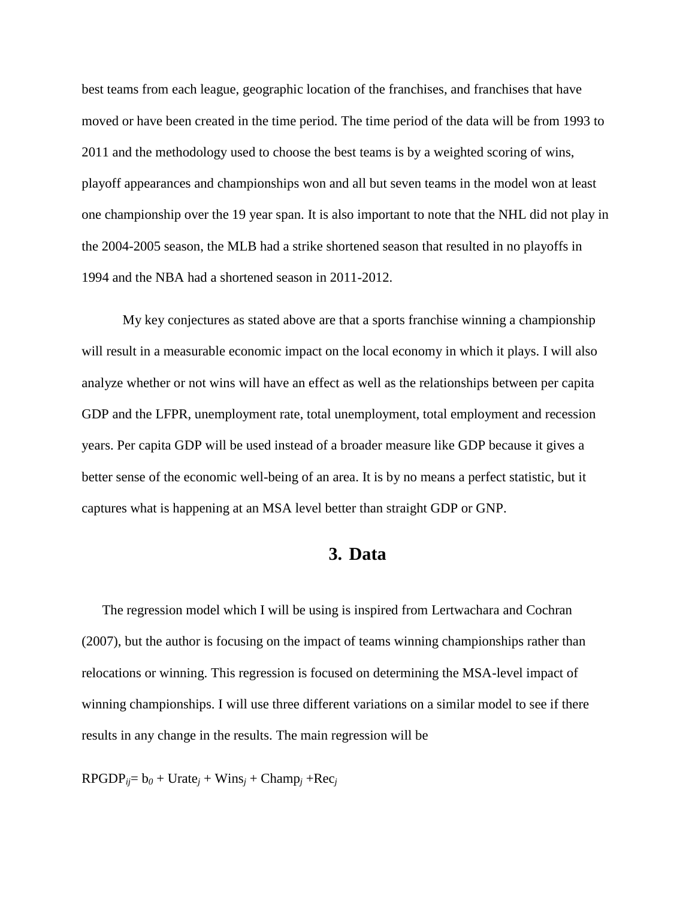best teams from each league, geographic location of the franchises, and franchises that have moved or have been created in the time period. The time period of the data will be from 1993 to 2011 and the methodology used to choose the best teams is by a weighted scoring of wins, playoff appearances and championships won and all but seven teams in the model won at least one championship over the 19 year span. It is also important to note that the NHL did not play in the 2004-2005 season, the MLB had a strike shortened season that resulted in no playoffs in 1994 and the NBA had a shortened season in 2011-2012.

My key conjectures as stated above are that a sports franchise winning a championship will result in a measurable economic impact on the local economy in which it plays. I will also analyze whether or not wins will have an effect as well as the relationships between per capita GDP and the LFPR, unemployment rate, total unemployment, total employment and recession years. Per capita GDP will be used instead of a broader measure like GDP because it gives a better sense of the economic well-being of an area. It is by no means a perfect statistic, but it captures what is happening at an MSA level better than straight GDP or GNP.

## 3. Data

The regression model which I will be using is inspired from Lertwachara and Cochran (2007), but the author is focusing on the impact of teams winning championships rather than relocations or winning. This regression is focused on determining the MSA-level impact of winning championships. I will use three different variations on a similar model to see if there results in any change in the results. The main regression will be

$$RPGDP_{ij} = b_0 + Urate_j + Wins_j + Champ_j + Rec_j$$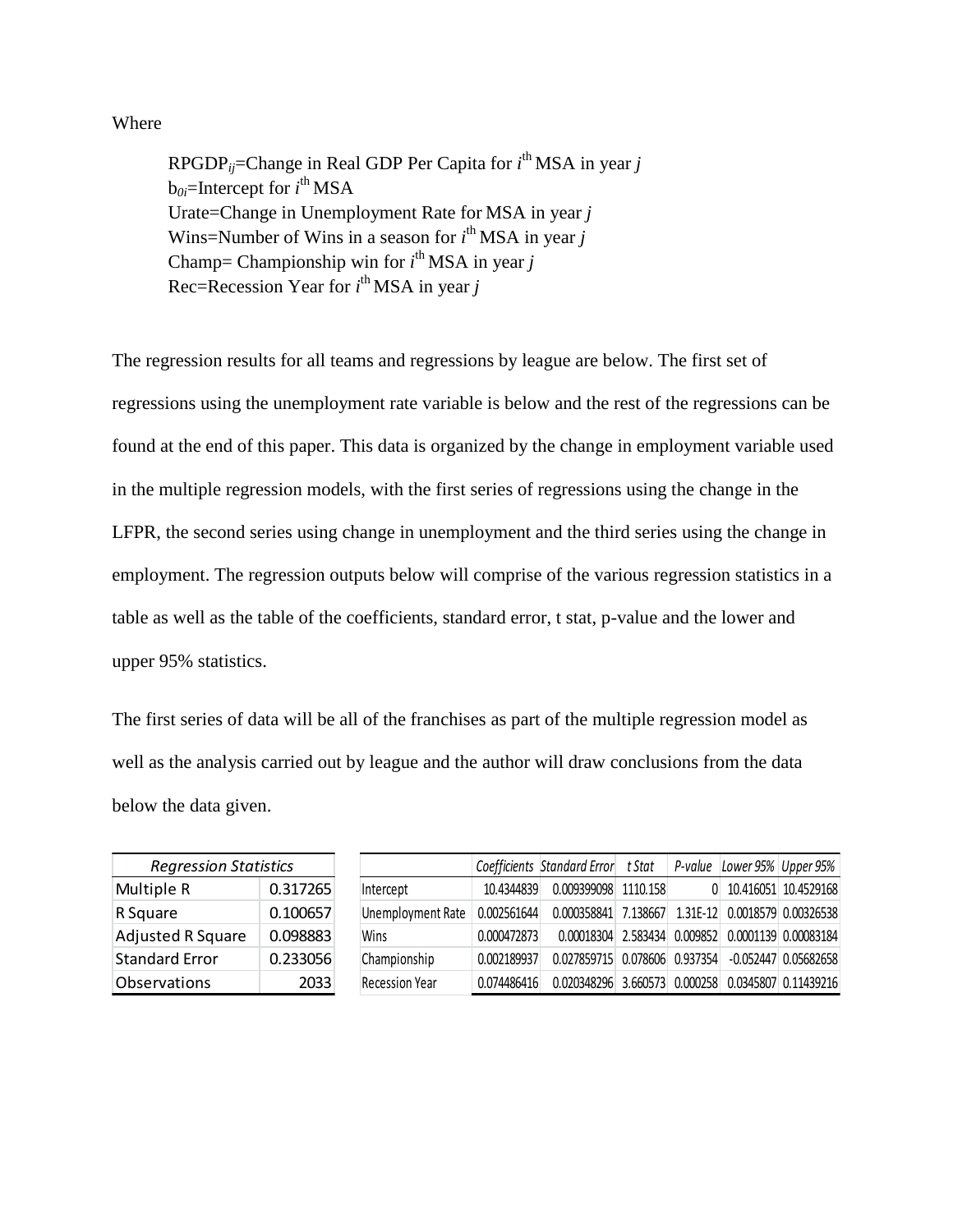Where

$RPGDP_{ij}$=Change in Real GDP Per Capita for $i^{th}$ MSA in year $j$
$b_{0i}$=Intercept for $i^{th}$ MSA
Urate=Change in Unemployment Rate for MSA in year $j$
Wins=Number of Wins in a season for $i^{th}$ MSA in year $j$
Champ= Championship win for $i^{th}$ MSA in year $j$
Rec=Recession Year for $i^{th}$ MSA in year $j$

The regression results for all teams and regressions by league are below. The first set of regressions using the unemployment rate variable is below and the rest of the regressions can be found at the end of this paper. This data is organized by the change in employment variable used in the multiple regression models, with the first series of regressions using the change in the LFPR, the second series using change in unemployment and the third series using the change in employment. The regression outputs below will comprise of the various regression statistics in a table as well as the table of the coefficients, standard error, t stat, p-value and the lower and upper 95% statistics.

The first series of data will be all of the franchises as part of the multiple regression model as well as the analysis carried out by league and the author will draw conclusions from the data below the data given.

| *Regression Statistics* | |
|---|---|
| Multiple R | 0.317265 |
| R Square | 0.100657 |
| Adjusted R Square | 0.098883 |
| Standard Error | 0.233056 |
| Observations | 2033 |

| | *Coefficients* | *Standard Error* | *t Stat* | *P-value* | *Lower 95%* | *Upper 95%* |
|---|---|---|---|---|---|---|
| Intercept | 10.4344839 | 0.009399098 | 1110.158 | 0 | 10.416051 | 10.4529168 |
| Unemployment Rate | 0.002561644 | 0.000358841 | 7.138667 | 1.31E-12 | 0.0018579 | 0.00326538 |
| Wins | 0.000472873 | 0.00018304 | 2.583434 | 0.009852 | 0.0001139 | 0.00083184 |
| Championship | 0.002189937 | 0.027859715 | 0.078606 | 0.937354 | -0.052447 | 0.05682658 |
| Recession Year | 0.074486416 | 0.020348296 | 3.660573 | 0.000258 | 0.0345807 | 0.11439216 |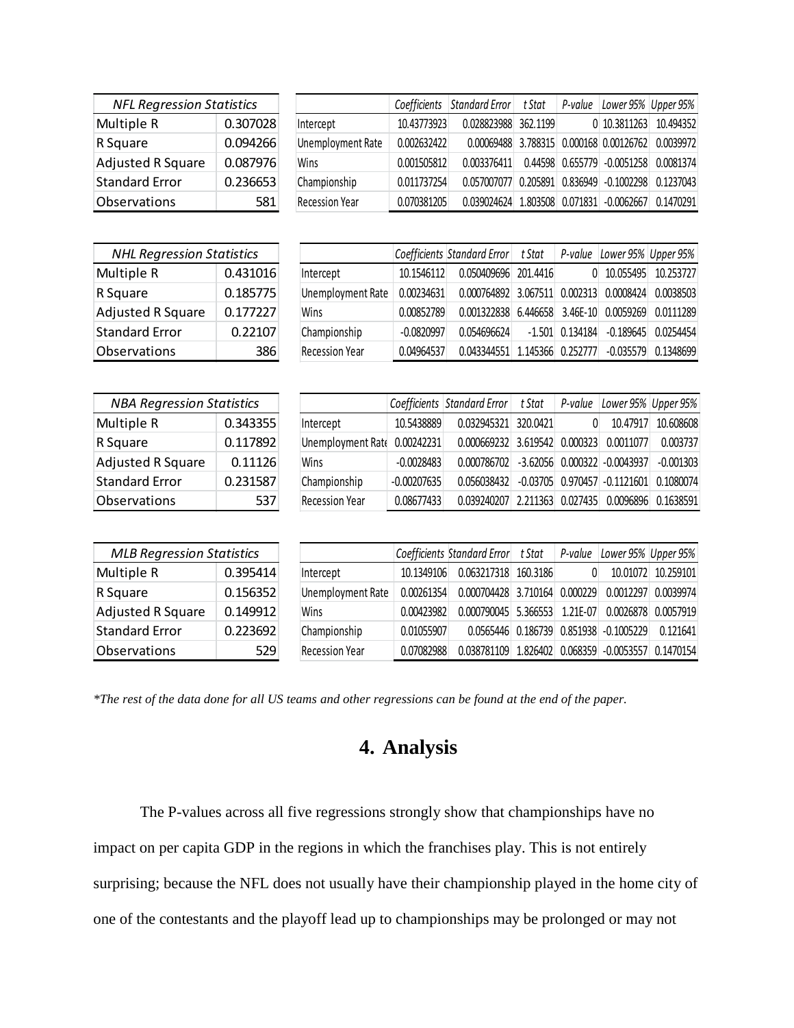| *NFL Regression Statistics* | |
|---|---|
| Multiple R | 0.307028 |
| R Square | 0.094266 |
| Adjusted R Square | 0.087976 |
| Standard Error | 0.236653 |
| Observations | 581 |

| | *Coefficients* | *Standard Error* | *t Stat* | *P-value* | *Lower 95%* | *Upper 95%* |
|---|---|---|---|---|---|---|
| Intercept | 10.43773923 | 0.028823988 | 362.1199 | 0 | 10.3811263 | 10.494352 |
| Unemployment Rate | 0.002632422 | 0.00069488 | 3.788315 | 0.000168 | 0.00126762 | 0.0039972 |
| Wins | 0.001505812 | 0.003376411 | 0.44598 | 0.655779 | -0.0051258 | 0.0081374 |
| Championship | 0.011737254 | 0.057007077 | 0.205891 | 0.836949 | -0.1002298 | 0.1237043 |
| Recession Year | 0.070381205 | 0.039024624 | 1.803508 | 0.071831 | -0.0062667 | 0.1470291 |

| *NHL Regression Statistics* | |
|---|---|
| Multiple R | 0.431016 |
| R Square | 0.185775 |
| Adjusted R Square | 0.177227 |
| Standard Error | 0.22107 |
| Observations | 386 |

| | *Coefficients* | *Standard Error* | *t Stat* | *P-value* | *Lower 95%* | *Upper 95%* |
|---|---|---|---|---|---|---|
| Intercept | 10.1546112 | 0.050409696 | 201.4416 | 0 | 10.055495 | 10.253727 |
| Unemployment Rate | 0.00234631 | 0.000764892 | 3.067511 | 0.002313 | 0.0008424 | 0.0038503 |
| Wins | 0.00852789 | 0.001322838 | 6.446658 | 3.46E-10 | 0.0059269 | 0.0111289 |
| Championship | -0.0820997 | 0.054696624 | -1.501 | 0.134184 | -0.189645 | 0.0254454 |
| Recession Year | 0.04964537 | 0.043344551 | 1.145366 | 0.252777 | -0.035579 | 0.1348699 |

| *NBA Regression Statistics* | |
|---|---|
| Multiple R | 0.343355 |
| R Square | 0.117892 |
| Adjusted R Square | 0.11126 |
| Standard Error | 0.231587 |
| Observations | 537 |

| | *Coefficients* | *Standard Error* | *t Stat* | *P-value* | *Lower 95%* | *Upper 95%* |
|---|---|---|---|---|---|---|
| Intercept | 10.5438889 | 0.032945321 | 320.0421 | 0 | 10.47917 | 10.608608 |
| Unemployment Rate | 0.00242231 | 0.000669232 | 3.619542 | 0.000323 | 0.0011077 | 0.003737 |
| Wins | -0.0028483 | 0.000786702 | -3.62056 | 0.000322 | -0.0043937 | -0.001303 |
| Championship | -0.00207635 | 0.056038432 | -0.03705 | 0.970457 | -0.1121601 | 0.1080074 |
| Recession Year | 0.08677433 | 0.039240207 | 2.211363 | 0.027435 | 0.0096896 | 0.1638591 |

| *MLB Regression Statistics* | |
|---|---|
| Multiple R | 0.395414 |
| R Square | 0.156352 |
| Adjusted R Square | 0.149912 |
| Standard Error | 0.223692 |
| Observations | 529 |

| | *Coefficients* | *Standard Error* | *t Stat* | *P-value* | *Lower 95%* | *Upper 95%* |
|---|---|---|---|---|---|---|
| Intercept | 10.1349106 | 0.063217318 | 160.3186 | 0 | 10.01072 | 10.259101 |
| Unemployment Rate | 0.00261354 | 0.000704428 | 3.710164 | 0.000229 | 0.0012297 | 0.0039974 |
| Wins | 0.00423982 | 0.000790045 | 5.366553 | 1.21E-07 | 0.0026878 | 0.0057919 |
| Championship | 0.01055907 | 0.0565446 | 0.186739 | 0.851938 | -0.1005229 | 0.121641 |
| Recession Year | 0.07082988 | 0.038781109 | 1.826402 | 0.068359 | -0.0053557 | 0.1470154 |

*\*The rest of the data done for all US teams and other regressions can be found at the end of the paper.*

## 4. Analysis

The P-values across all five regressions strongly show that championships have no impact on per capita GDP in the regions in which the franchises play. This is not entirely surprising; because the NFL does not usually have their championship played in the home city of one of the contestants and the playoff lead up to championships may be prolonged or may not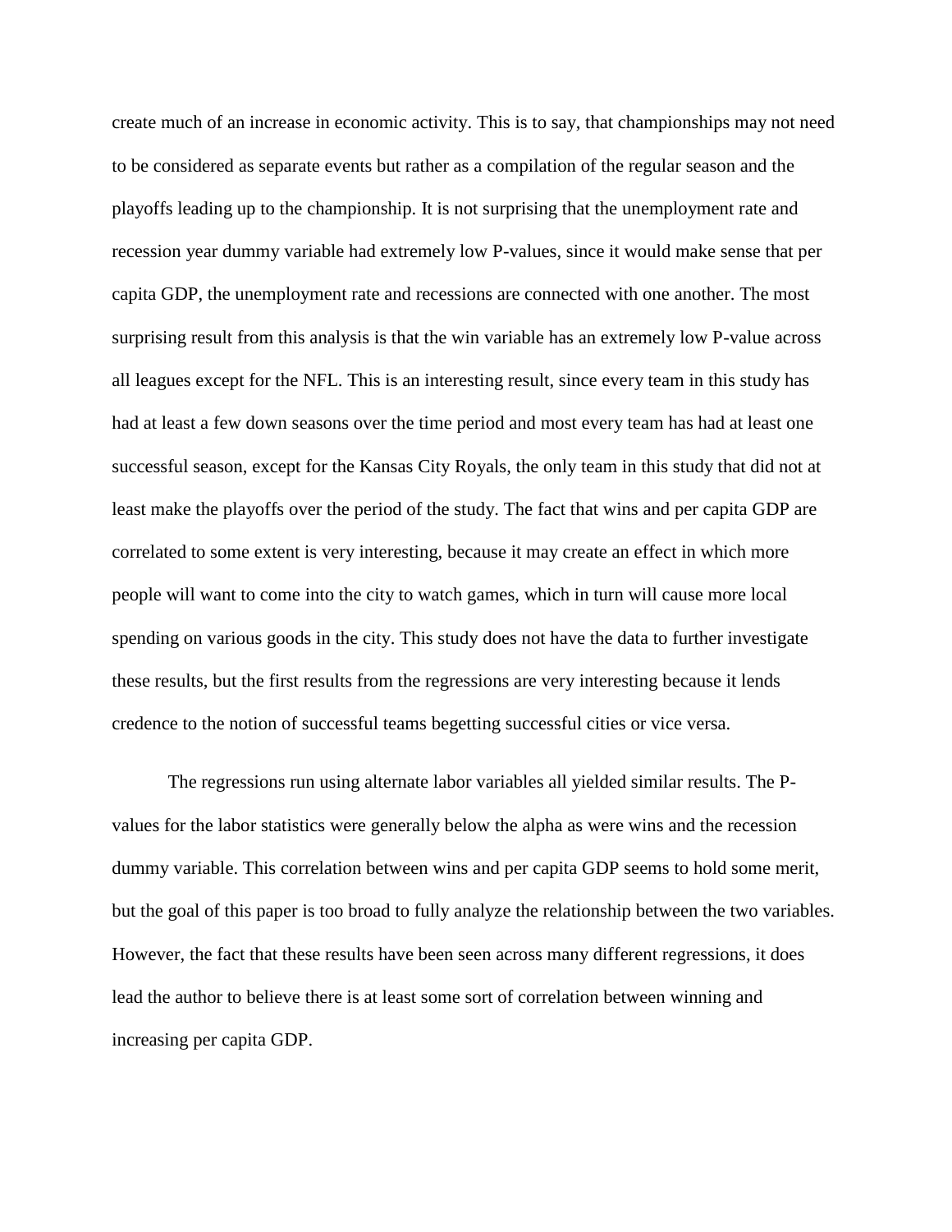create much of an increase in economic activity. This is to say, that championships may not need to be considered as separate events but rather as a compilation of the regular season and the playoffs leading up to the championship. It is not surprising that the unemployment rate and recession year dummy variable had extremely low P-values, since it would make sense that per capita GDP, the unemployment rate and recessions are connected with one another. The most surprising result from this analysis is that the win variable has an extremely low P-value across all leagues except for the NFL. This is an interesting result, since every team in this study has had at least a few down seasons over the time period and most every team has had at least one successful season, except for the Kansas City Royals, the only team in this study that did not at least make the playoffs over the period of the study. The fact that wins and per capita GDP are correlated to some extent is very interesting, because it may create an effect in which more people will want to come into the city to watch games, which in turn will cause more local spending on various goods in the city. This study does not have the data to further investigate these results, but the first results from the regressions are very interesting because it lends credence to the notion of successful teams begetting successful cities or vice versa.

The regressions run using alternate labor variables all yielded similar results. The P-values for the labor statistics were generally below the alpha as were wins and the recession dummy variable. This correlation between wins and per capita GDP seems to hold some merit, but the goal of this paper is too broad to fully analyze the relationship between the two variables. However, the fact that these results have been seen across many different regressions, it does lead the author to believe there is at least some sort of correlation between winning and increasing per capita GDP.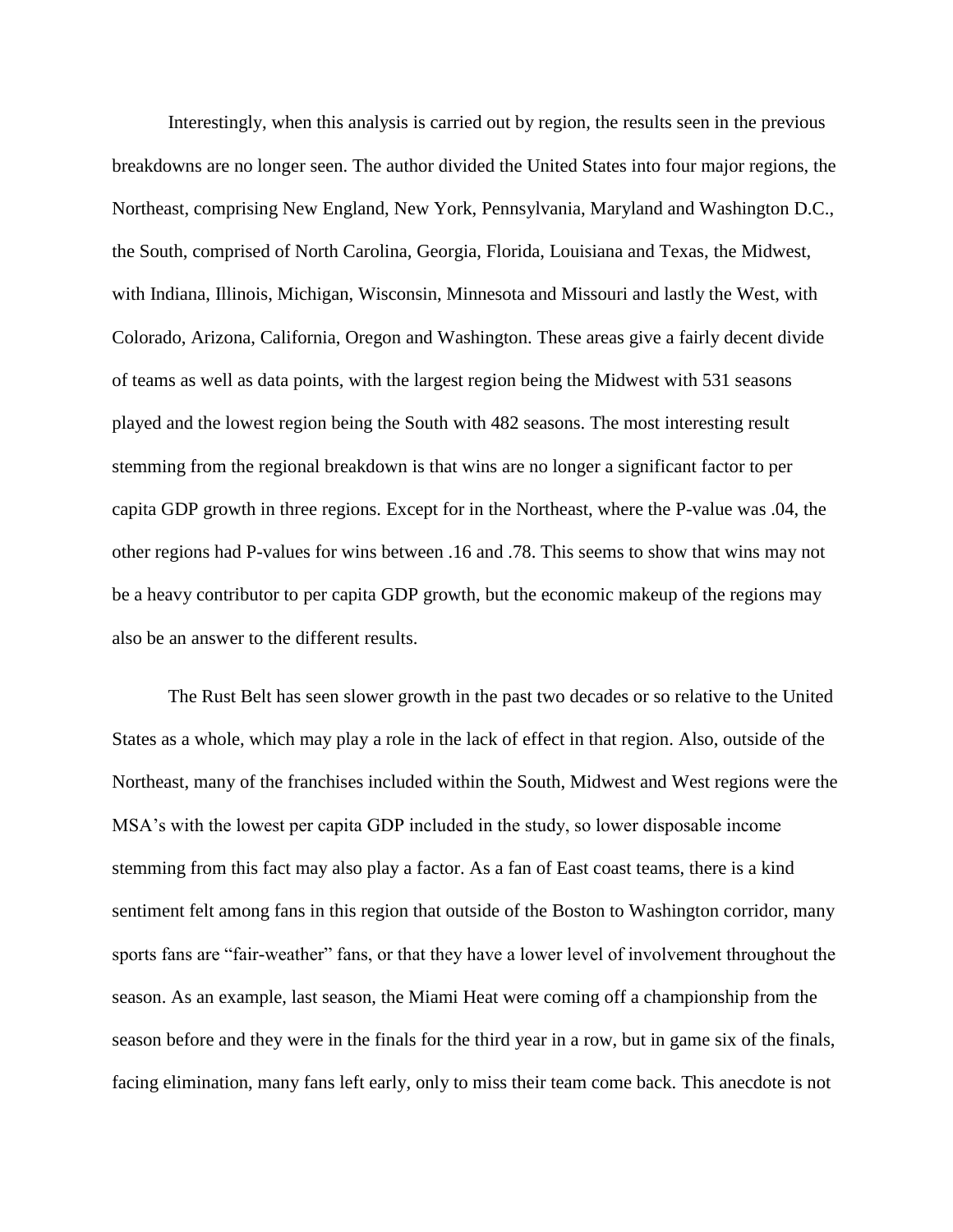Interestingly, when this analysis is carried out by region, the results seen in the previous breakdowns are no longer seen. The author divided the United States into four major regions, the Northeast, comprising New England, New York, Pennsylvania, Maryland and Washington D.C., the South, comprised of North Carolina, Georgia, Florida, Louisiana and Texas, the Midwest, with Indiana, Illinois, Michigan, Wisconsin, Minnesota and Missouri and lastly the West, with Colorado, Arizona, California, Oregon and Washington. These areas give a fairly decent divide of teams as well as data points, with the largest region being the Midwest with 531 seasons played and the lowest region being the South with 482 seasons. The most interesting result stemming from the regional breakdown is that wins are no longer a significant factor to per capita GDP growth in three regions. Except for in the Northeast, where the P-value was .04, the other regions had P-values for wins between .16 and .78. This seems to show that wins may not be a heavy contributor to per capita GDP growth, but the economic makeup of the regions may also be an answer to the different results.

The Rust Belt has seen slower growth in the past two decades or so relative to the United States as a whole, which may play a role in the lack of effect in that region. Also, outside of the Northeast, many of the franchises included within the South, Midwest and West regions were the MSA's with the lowest per capita GDP included in the study, so lower disposable income stemming from this fact may also play a factor. As a fan of East coast teams, there is a kind sentiment felt among fans in this region that outside of the Boston to Washington corridor, many sports fans are "fair-weather" fans, or that they have a lower level of involvement throughout the season. As an example, last season, the Miami Heat were coming off a championship from the season before and they were in the finals for the third year in a row, but in game six of the finals, facing elimination, many fans left early, only to miss their team come back. This anecdote is not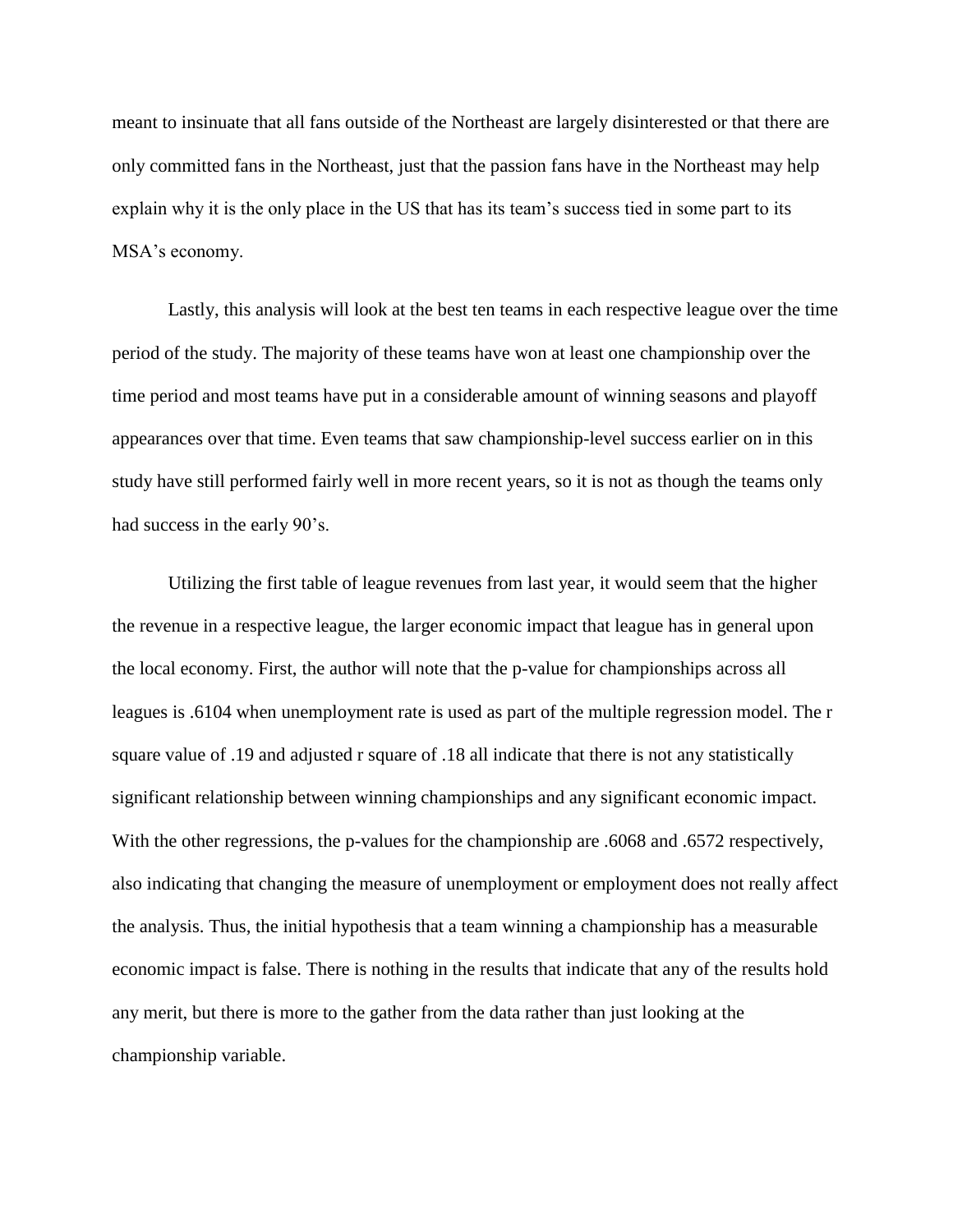meant to insinuate that all fans outside of the Northeast are largely disinterested or that there are only committed fans in the Northeast, just that the passion fans have in the Northeast may help explain why it is the only place in the US that has its team's success tied in some part to its MSA's economy.

Lastly, this analysis will look at the best ten teams in each respective league over the time period of the study. The majority of these teams have won at least one championship over the time period and most teams have put in a considerable amount of winning seasons and playoff appearances over that time. Even teams that saw championship-level success earlier on in this study have still performed fairly well in more recent years, so it is not as though the teams only had success in the early 90's.

Utilizing the first table of league revenues from last year, it would seem that the higher the revenue in a respective league, the larger economic impact that league has in general upon the local economy. First, the author will note that the p-value for championships across all leagues is .6104 when unemployment rate is used as part of the multiple regression model. The r square value of .19 and adjusted r square of .18 all indicate that there is not any statistically significant relationship between winning championships and any significant economic impact. With the other regressions, the p-values for the championship are .6068 and .6572 respectively, also indicating that changing the measure of unemployment or employment does not really affect the analysis. Thus, the initial hypothesis that a team winning a championship has a measurable economic impact is false. There is nothing in the results that indicate that any of the results hold any merit, but there is more to the gather from the data rather than just looking at the championship variable.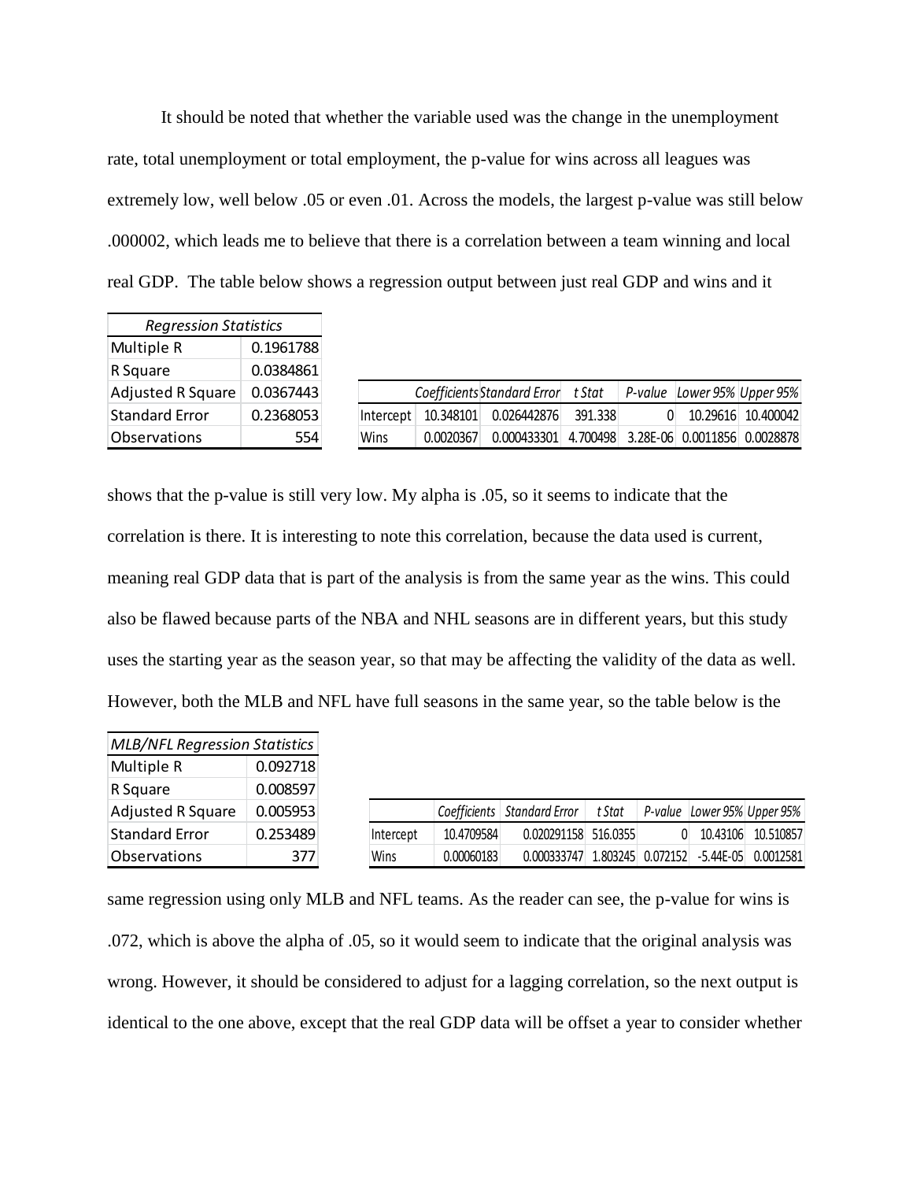It should be noted that whether the variable used was the change in the unemployment rate, total unemployment or total employment, the p-value for wins across all leagues was extremely low, well below .05 or even .01. Across the models, the largest p-value was still below .000002, which leads me to believe that there is a correlation between a team winning and local real GDP. The table below shows a regression output between just real GDP and wins and it

| *Regression Statistics* | |
|---|---|
| Multiple R | 0.1961788 |
| R Square | 0.0384861 |
| Adjusted R Square | 0.0367443 |
| Standard Error | 0.2368053 |
| Observations | 554 |

| | *Coefficients* | *Standard Error* | *t Stat* | *P-value* | *Lower 95%* | *Upper 95%* |
|---|---|---|---|---|---|---|
| Intercept | 10.348101 | 0.026442876 | 391.338 | 0 | 10.29616 | 10.400042 |
| Wins | 0.0020367 | 0.000433301 | 4.700498 | 3.28E-06 | 0.0011856 | 0.0028878 |

shows that the p-value is still very low. My alpha is .05, so it seems to indicate that the correlation is there. It is interesting to note this correlation, because the data used is current, meaning real GDP data that is part of the analysis is from the same year as the wins. This could also be flawed because parts of the NBA and NHL seasons are in different years, but this study uses the starting year as the season year, so that may be affecting the validity of the data as well. However, both the MLB and NFL have full seasons in the same year, so the table below is the

| *MLB/NFL Regression Statistics* | |
|---|---|
| Multiple R | 0.092718 |
| R Square | 0.008597 |
| Adjusted R Square | 0.005953 |
| Standard Error | 0.253489 |
| Observations | 377 |

| | *Coefficients* | *Standard Error* | *t Stat* | *P-value* | *Lower 95%* | *Upper 95%* |
|---|---|---|---|---|---|---|
| Intercept | 10.4709584 | 0.020291158 | 516.0355 | 0 | 10.43106 | 10.510857 |
| Wins | 0.00060183 | 0.000333747 | 1.803245 | 0.072152 | -5.44E-05 | 0.0012581 |

same regression using only MLB and NFL teams. As the reader can see, the p-value for wins is .072, which is above the alpha of .05, so it would seem to indicate that the original analysis was wrong. However, it should be considered to adjust for a lagging correlation, so the next output is identical to the one above, except that the real GDP data will be offset a year to consider whether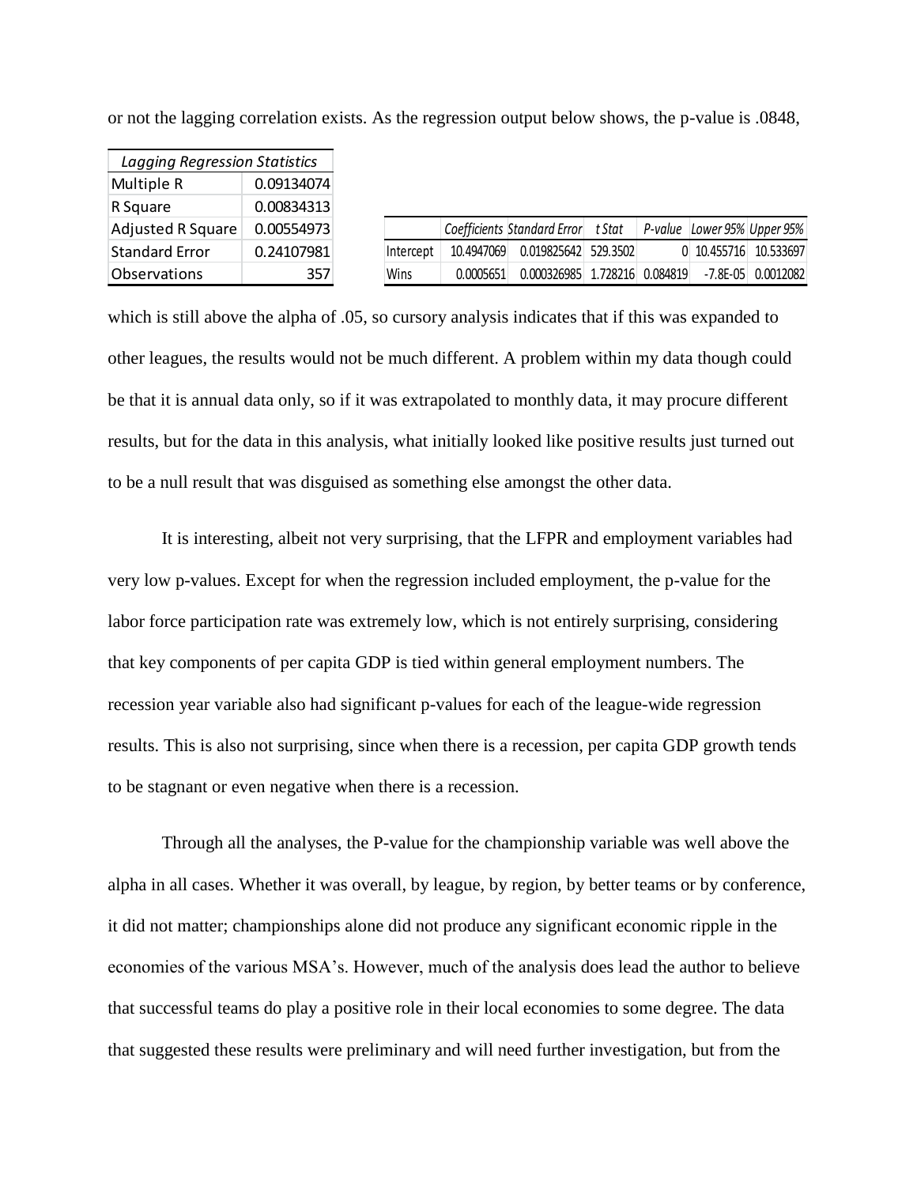or not the lagging correlation exists. As the regression output below shows, the p-value is .0848,

| *Lagging Regression Statistics* | |
|---|---|
| Multiple R | 0.09134074 |
| R Square | 0.00834313 |
| Adjusted R Square | 0.00554973 |
| Standard Error | 0.24107981 |
| Observations | 357 |

| | *Coefficients* | *Standard Error* | *t Stat* | *P-value* | *Lower 95%* | *Upper 95%* |
|---|---|---|---|---|---|---|
| Intercept | 10.4947069 | 0.019825642 | 529.3502 | 0 | 10.455716 | 10.533697 |
| Wins | 0.0005651 | 0.000326985 | 1.728216 | 0.084819 | -7.8E-05 | 0.0012082 |

which is still above the alpha of .05, so cursory analysis indicates that if this was expanded to other leagues, the results would not be much different. A problem within my data though could be that it is annual data only, so if it was extrapolated to monthly data, it may procure different results, but for the data in this analysis, what initially looked like positive results just turned out to be a null result that was disguised as something else amongst the other data.

It is interesting, albeit not very surprising, that the LFPR and employment variables had very low p-values. Except for when the regression included employment, the p-value for the labor force participation rate was extremely low, which is not entirely surprising, considering that key components of per capita GDP is tied within general employment numbers. The recession year variable also had significant p-values for each of the league-wide regression results. This is also not surprising, since when there is a recession, per capita GDP growth tends to be stagnant or even negative when there is a recession.

Through all the analyses, the P-value for the championship variable was well above the alpha in all cases. Whether it was overall, by league, by region, by better teams or by conference, it did not matter; championships alone did not produce any significant economic ripple in the economies of the various MSA's. However, much of the analysis does lead the author to believe that successful teams do play a positive role in their local economies to some degree. The data that suggested these results were preliminary and will need further investigation, but from the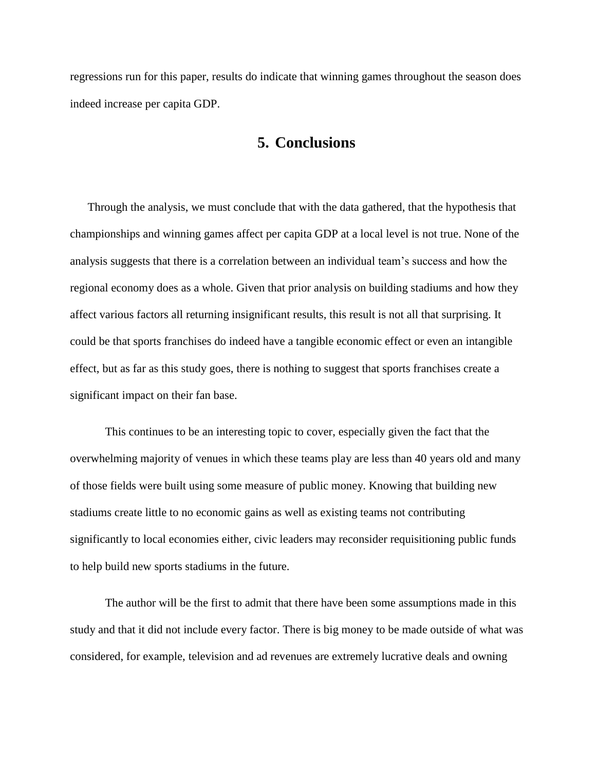regressions run for this paper, results do indicate that winning games throughout the season does indeed increase per capita GDP.

## 5. Conclusions

Through the analysis, we must conclude that with the data gathered, that the hypothesis that championships and winning games affect per capita GDP at a local level is not true. None of the analysis suggests that there is a correlation between an individual team's success and how the regional economy does as a whole. Given that prior analysis on building stadiums and how they affect various factors all returning insignificant results, this result is not all that surprising. It could be that sports franchises do indeed have a tangible economic effect or even an intangible effect, but as far as this study goes, there is nothing to suggest that sports franchises create a significant impact on their fan base.

This continues to be an interesting topic to cover, especially given the fact that the overwhelming majority of venues in which these teams play are less than 40 years old and many of those fields were built using some measure of public money. Knowing that building new stadiums create little to no economic gains as well as existing teams not contributing significantly to local economies either, civic leaders may reconsider requisitioning public funds to help build new sports stadiums in the future.

The author will be the first to admit that there have been some assumptions made in this study and that it did not include every factor. There is big money to be made outside of what was considered, for example, television and ad revenues are extremely lucrative deals and owning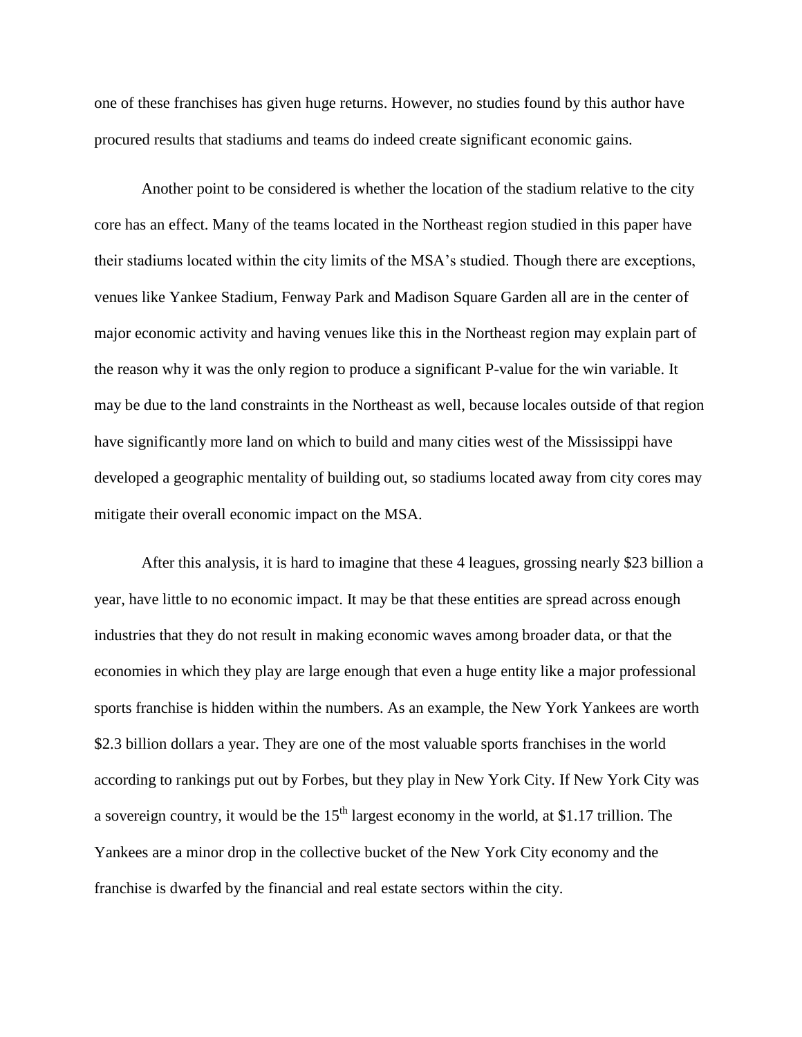one of these franchises has given huge returns. However, no studies found by this author have procured results that stadiums and teams do indeed create significant economic gains.

Another point to be considered is whether the location of the stadium relative to the city core has an effect. Many of the teams located in the Northeast region studied in this paper have their stadiums located within the city limits of the MSA's studied. Though there are exceptions, venues like Yankee Stadium, Fenway Park and Madison Square Garden all are in the center of major economic activity and having venues like this in the Northeast region may explain part of the reason why it was the only region to produce a significant P-value for the win variable. It may be due to the land constraints in the Northeast as well, because locales outside of that region have significantly more land on which to build and many cities west of the Mississippi have developed a geographic mentality of building out, so stadiums located away from city cores may mitigate their overall economic impact on the MSA.

After this analysis, it is hard to imagine that these 4 leagues, grossing nearly \$23 billion a year, have little to no economic impact. It may be that these entities are spread across enough industries that they do not result in making economic waves among broader data, or that the economies in which they play are large enough that even a huge entity like a major professional sports franchise is hidden within the numbers. As an example, the New York Yankees are worth \$2.3 billion dollars a year. They are one of the most valuable sports franchises in the world according to rankings put out by Forbes, but they play in New York City. If New York City was a sovereign country, it would be the 15th largest economy in the world, at \$1.17 trillion. The Yankees are a minor drop in the collective bucket of the New York City economy and the franchise is dwarfed by the financial and real estate sectors within the city.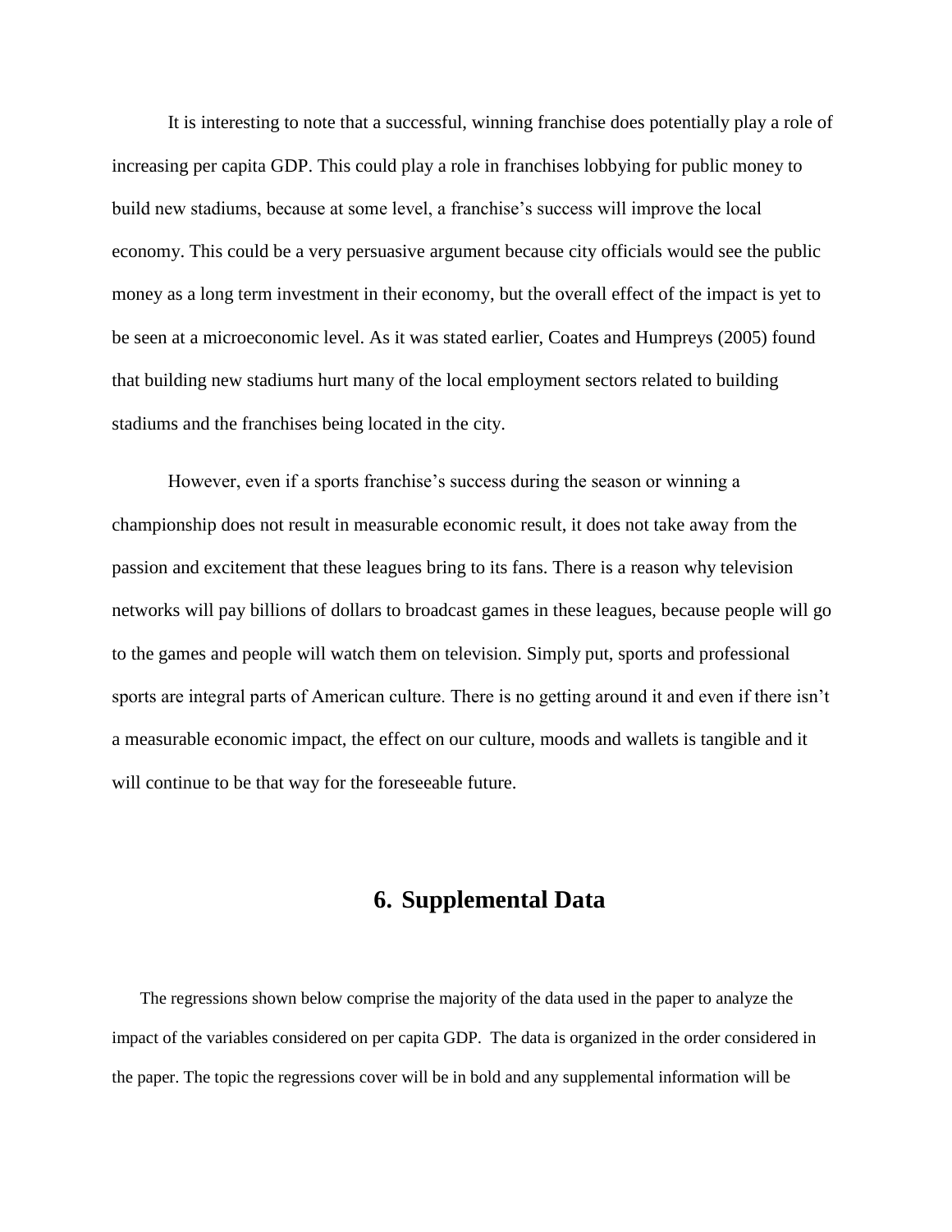It is interesting to note that a successful, winning franchise does potentially play a role of increasing per capita GDP. This could play a role in franchises lobbying for public money to build new stadiums, because at some level, a franchise's success will improve the local economy. This could be a very persuasive argument because city officials would see the public money as a long term investment in their economy, but the overall effect of the impact is yet to be seen at a microeconomic level. As it was stated earlier, Coates and Humpreys (2005) found that building new stadiums hurt many of the local employment sectors related to building stadiums and the franchises being located in the city.

However, even if a sports franchise's success during the season or winning a championship does not result in measurable economic result, it does not take away from the passion and excitement that these leagues bring to its fans. There is a reason why television networks will pay billions of dollars to broadcast games in these leagues, because people will go to the games and people will watch them on television. Simply put, sports and professional sports are integral parts of American culture. There is no getting around it and even if there isn't a measurable economic impact, the effect on our culture, moods and wallets is tangible and it will continue to be that way for the foreseeable future.

## 6. Supplemental Data

The regressions shown below comprise the majority of the data used in the paper to analyze the impact of the variables considered on per capita GDP. The data is organized in the order considered in the paper. The topic the regressions cover will be in bold and any supplemental information will be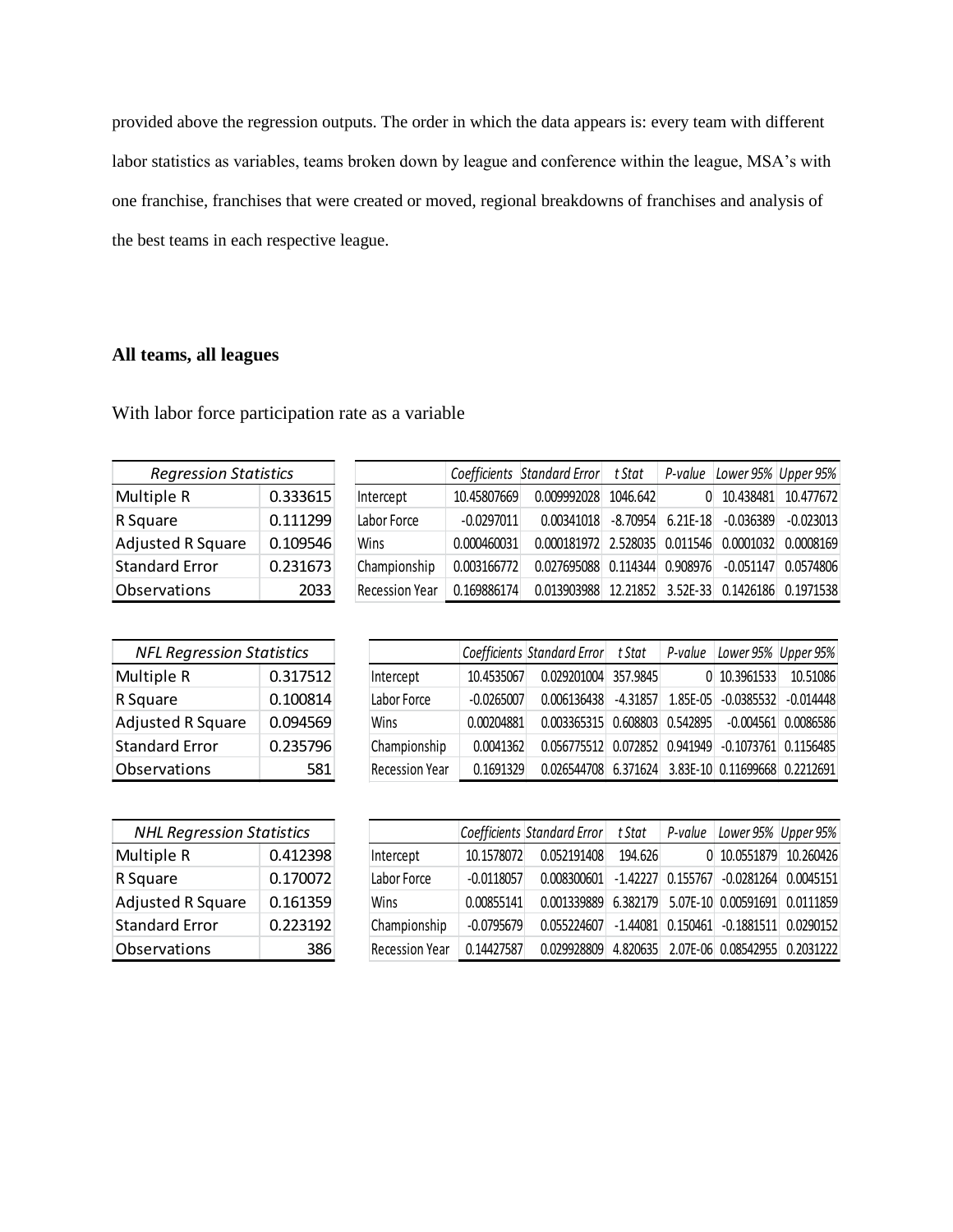provided above the regression outputs. The order in which the data appears is: every team with different labor statistics as variables, teams broken down by league and conference within the league, MSA's with one franchise, franchises that were created or moved, regional breakdowns of franchises and analysis of the best teams in each respective league.

**All teams, all leagues**

With labor force participation rate as a variable

| *Regression Statistics* | |
|---|---|
| Multiple R | 0.333615 |
| R Square | 0.111299 |
| Adjusted R Square | 0.109546 |
| Standard Error | 0.231673 |
| Observations | 2033 |

| | *Coefficients* | *Standard Error* | *t Stat* | *P-value* | *Lower 95%* | *Upper 95%* |
|---|---|---|---|---|---|---|
| Intercept | 10.45807669 | 0.009992028 | 1046.642 | 0 | 10.438481 | 10.477672 |
| Labor Force | -0.0297011 | 0.00341018 | -8.70954 | 6.21E-18 | -0.036389 | -0.023013 |
| Wins | 0.000460031 | 0.000181972 | 2.528035 | 0.011546 | 0.0001032 | 0.0008169 |
| Championship | 0.003166772 | 0.027695088 | 0.114344 | 0.908976 | -0.051147 | 0.0574806 |
| Recession Year | 0.169886174 | 0.013903988 | 12.21852 | 3.52E-33 | 0.1426186 | 0.1971538 |

| *NFL Regression Statistics* | |
|---|---|
| Multiple R | 0.317512 |
| R Square | 0.100814 |
| Adjusted R Square | 0.094569 |
| Standard Error | 0.235796 |
| Observations | 581 |

| | *Coefficients* | *Standard Error* | *t Stat* | *P-value* | *Lower 95%* | *Upper 95%* |
|---|---|---|---|---|---|---|
| Intercept | 10.4535067 | 0.029201004 | 357.9845 | 0 | 10.3961533 | 10.51086 |
| Labor Force | -0.0265007 | 0.006136438 | -4.31857 | 1.85E-05 | -0.0385532 | -0.014448 |
| Wins | 0.00204881 | 0.003365315 | 0.608803 | 0.542895 | -0.004561 | 0.0086586 |
| Championship | 0.0041362 | 0.056775512 | 0.072852 | 0.941949 | -0.1073761 | 0.1156485 |
| Recession Year | 0.1691329 | 0.026544708 | 6.371624 | 3.83E-10 | 0.11699668 | 0.2212691 |

| *NHL Regression Statistics* | |
|---|---|
| Multiple R | 0.412398 |
| R Square | 0.170072 |
| Adjusted R Square | 0.161359 |
| Standard Error | 0.223192 |
| Observations | 386 |

| | *Coefficients* | *Standard Error* | *t Stat* | *P-value* | *Lower 95%* | *Upper 95%* |
|---|---|---|---|---|---|---|
| Intercept | 10.1578072 | 0.052191408 | 194.626 | 0 | 10.0551879 | 10.260426 |
| Labor Force | -0.0118057 | 0.008300601 | -1.42227 | 0.155767 | -0.0281264 | 0.0045151 |
| Wins | 0.00855141 | 0.001339889 | 6.382179 | 5.07E-10 | 0.00591691 | 0.0111859 |
| Championship | -0.0795679 | 0.055224607 | -1.44081 | 0.150461 | -0.1881511 | 0.0290152 |
| Recession Year | 0.14427587 | 0.029928809 | 4.820635 | 2.07E-06 | 0.08542955 | 0.2031222 |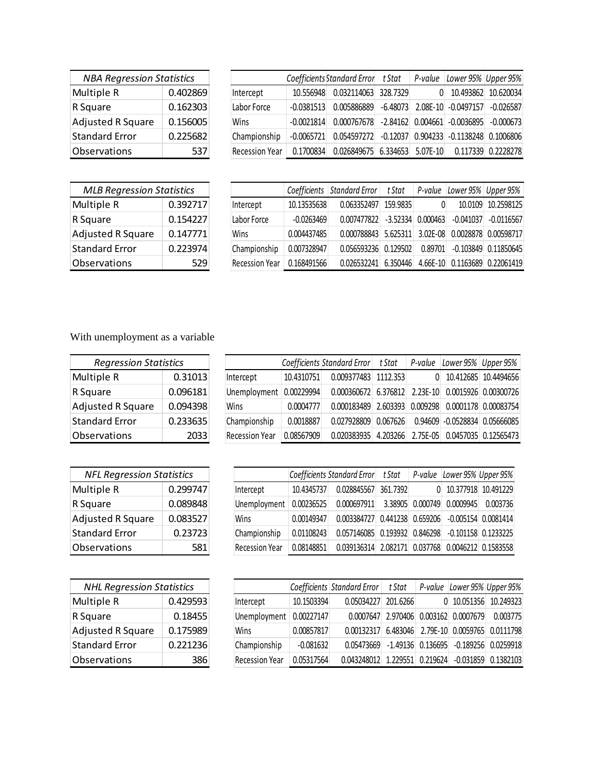| NBA Regression Statistics | |
|---|---|
| Multiple R | 0.402869 |
| R Square | 0.162303 |
| Adjusted R Square | 0.156005 |
| Standard Error | 0.225682 |
| Observations | 537 |

| | Coefficients | Standard Error | t Stat | P-value | Lower 95% | Upper 95% |
|---|---|---|---|---|---|---|
| Intercept | 10.556948 | 0.032114063 | 328.7329 | 0 | 10.493862 | 10.620034 |
| Labor Force | -0.0381513 | 0.005886889 | -6.48073 | 2.08E-10 | -0.0497157 | -0.026587 |
| Wins | -0.0021814 | 0.000767678 | -2.84162 | 0.004661 | -0.0036895 | -0.000673 |
| Championship | -0.0065721 | 0.054597272 | -0.12037 | 0.904233 | -0.1138248 | 0.1006806 |
| Recession Year | 0.1700834 | 0.026849675 | 6.334653 | 5.07E-10 | 0.117339 | 0.2228278 |

| MLB Regression Statistics | |
|---|---|
| Multiple R | 0.392717 |
| R Square | 0.154227 |
| Adjusted R Square | 0.147771 |
| Standard Error | 0.223974 |
| Observations | 529 |

| | Coefficients | Standard Error | t Stat | P-value | Lower 95% | Upper 95% |
|---|---|---|---|---|---|---|
| Intercept | 10.13535638 | 0.063352497 | 159.9835 | 0 | 10.0109 | 10.2598125 |
| Labor Force | -0.0263469 | 0.007477822 | -3.52334 | 0.000463 | -0.041037 | -0.0116567 |
| Wins | 0.004437485 | 0.000788843 | 5.625311 | 3.02E-08 | 0.0028878 | 0.00598717 |
| Championship | 0.007328947 | 0.056593236 | 0.129502 | 0.89701 | -0.103849 | 0.11850645 |
| Recession Year | 0.168491566 | 0.026532241 | 6.350446 | 4.66E-10 | 0.1163689 | 0.22061419 |

With unemployment as a variable

| Regression Statistics | |
|---|---|
| Multiple R | 0.31013 |
| R Square | 0.096181 |
| Adjusted R Square | 0.094398 |
| Standard Error | 0.233635 |
| Observations | 2033 |

| | Coefficients | Standard Error | t Stat | P-value | Lower 95% | Upper 95% |
|---|---|---|---|---|---|---|
| Intercept | 10.4310751 | 0.009377483 | 1112.353 | 0 | 10.412685 | 10.4494656 |
| Unemployment | 0.00229994 | 0.000360672 | 6.376812 | 2.23E-10 | 0.0015926 | 0.00300726 |
| Wins | 0.0004777 | 0.000183489 | 2.603393 | 0.009298 | 0.0001178 | 0.00083754 |
| Championship | 0.0018887 | 0.027928809 | 0.067626 | 0.94609 | -0.0528834 | 0.05666085 |
| Recession Year | 0.08567909 | 0.020383935 | 4.203266 | 2.75E-05 | 0.0457035 | 0.12565473 |

| NFL Regression Statistics | |
|---|---|
| Multiple R | 0.299747 |
| R Square | 0.089848 |
| Adjusted R Square | 0.083527 |
| Standard Error | 0.23723 |
| Observations | 581 |

| | Coefficients | Standard Error | t Stat | P-value | Lower 95% | Upper 95% |
|---|---|---|---|---|---|---|
| Intercept | 10.4345737 | 0.028845567 | 361.7392 | 0 | 10.377918 | 10.491229 |
| Unemployment | 0.00236525 | 0.000697911 | 3.38905 | 0.000749 | 0.0009945 | 0.003736 |
| Wins | 0.00149347 | 0.003384727 | 0.441238 | 0.659206 | -0.005154 | 0.0081414 |
| Championship | 0.01108243 | 0.057146085 | 0.193932 | 0.846298 | -0.101158 | 0.1233225 |
| Recession Year | 0.08148851 | 0.039136314 | 2.082171 | 0.037768 | 0.0046212 | 0.1583558 |

| NHL Regression Statistics | |
|---|---|
| Multiple R | 0.429593 |
| R Square | 0.18455 |
| Adjusted R Square | 0.175989 |
| Standard Error | 0.221236 |
| Observations | 386 |

| | Coefficients | Standard Error | t Stat | P-value | Lower 95% | Upper 95% |
|---|---|---|---|---|---|---|
| Intercept | 10.1503394 | 0.05034227 | 201.6266 | 0 | 10.051356 | 10.249323 |
| Unemployment | 0.00227147 | 0.0007647 | 2.970406 | 0.003162 | 0.0007679 | 0.003775 |
| Wins | 0.00857817 | 0.00132317 | 6.483046 | 2.79E-10 | 0.0059765 | 0.0111798 |
| Championship | -0.081632 | 0.05473669 | -1.49136 | 0.136695 | -0.189256 | 0.0259918 |
| Recession Year | 0.05317564 | 0.043248012 | 1.229551 | 0.219624 | -0.031859 | 0.1382103 |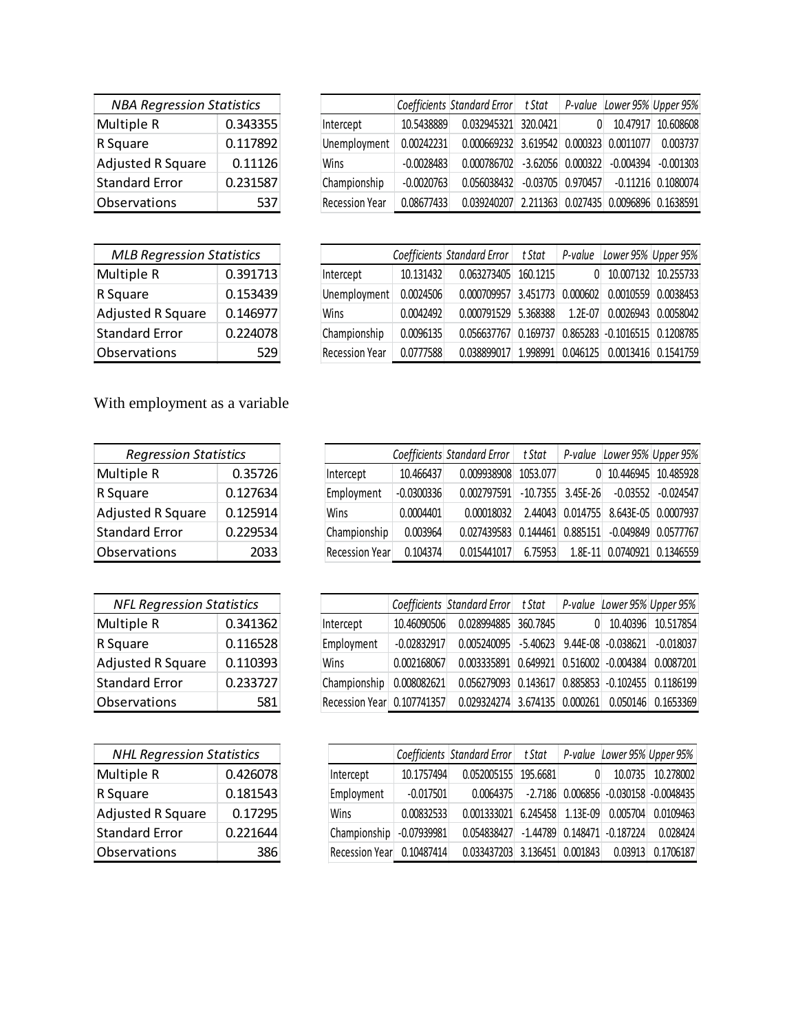| *NBA Regression Statistics* | |
|---|---|
| Multiple R | 0.343355 |
| R Square | 0.117892 |
| Adjusted R Square | 0.11126 |
| Standard Error | 0.231587 |
| Observations | 537 |

| | *Coefficients* | *Standard Error* | *t Stat* | *P-value* | *Lower 95%* | *Upper 95%* |
|---|---|---|---|---|---|---|
| Intercept | 10.5438889 | 0.032945321 | 320.0421 | 0 | 10.47917 | 10.608608 |
| Unemployment | 0.00242231 | 0.000669232 | 3.619542 | 0.000323 | 0.0011077 | 0.003737 |
| Wins | -0.0028483 | 0.000786702 | -3.62056 | 0.000322 | -0.004394 | -0.001303 |
| Championship | -0.0020763 | 0.056038432 | -0.03705 | 0.970457 | -0.11216 | 0.1080074 |
| Recession Year | 0.08677433 | 0.039240207 | 2.211363 | 0.027435 | 0.0096896 | 0.1638591 |

| *MLB Regression Statistics* | |
|---|---|
| Multiple R | 0.391713 |
| R Square | 0.153439 |
| Adjusted R Square | 0.146977 |
| Standard Error | 0.224078 |
| Observations | 529 |

| | *Coefficients* | *Standard Error* | *t Stat* | *P-value* | *Lower 95%* | *Upper 95%* |
|---|---|---|---|---|---|---|
| Intercept | 10.131432 | 0.063273405 | 160.1215 | 0 | 10.007132 | 10.255733 |
| Unemployment | 0.0024506 | 0.000709957 | 3.451773 | 0.000602 | 0.0010559 | 0.0038453 |
| Wins | 0.0042492 | 0.000791529 | 5.368388 | 1.2E-07 | 0.0026943 | 0.0058042 |
| Championship | 0.0096135 | 0.056637767 | 0.169737 | 0.865283 | -0.1016515 | 0.1208785 |
| Recession Year | 0.0777588 | 0.038899017 | 1.998991 | 0.046125 | 0.0013416 | 0.1541759 |

With employment as a variable

| *Regression Statistics* | |
|---|---|
| Multiple R | 0.35726 |
| R Square | 0.127634 |
| Adjusted R Square | 0.125914 |
| Standard Error | 0.229534 |
| Observations | 2033 |

| | *Coefficients* | *Standard Error* | *t Stat* | *P-value* | *Lower 95%* | *Upper 95%* |
|---|---|---|---|---|---|---|
| Intercept | 10.466437 | 0.009938908 | 1053.077 | 0 | 10.446945 | 10.485928 |
| Employment | -0.0300336 | 0.002797591 | -10.7355 | 3.45E-26 | -0.03552 | -0.024547 |
| Wins | 0.0004401 | 0.00018032 | 2.44043 | 0.014755 | 8.643E-05 | 0.0007937 |
| Championship | 0.003964 | 0.027439583 | 0.144461 | 0.885151 | -0.049849 | 0.0577767 |
| Recession Year | 0.104374 | 0.015441017 | 6.75953 | 1.8E-11 | 0.0740921 | 0.1346559 |

| *NFL Regression Statistics* | |
|---|---|
| Multiple R | 0.341362 |
| R Square | 0.116528 |
| Adjusted R Square | 0.110393 |
| Standard Error | 0.233727 |
| Observations | 581 |

| | *Coefficients* | *Standard Error* | *t Stat* | *P-value* | *Lower 95%* | *Upper 95%* |
|---|---|---|---|---|---|---|
| Intercept | 10.46090506 | 0.028994885 | 360.7845 | 0 | 10.40396 | 10.517854 |
| Employment | -0.02832917 | 0.005240095 | -5.40623 | 9.44E-08 | -0.038621 | -0.018037 |
| Wins | 0.002168067 | 0.003335891 | 0.649921 | 0.516002 | -0.004384 | 0.0087201 |
| Championship | 0.008082621 | 0.056279093 | 0.143617 | 0.885853 | -0.102455 | 0.1186199 |
| Recession Year | 0.107741357 | 0.029324274 | 3.674135 | 0.000261 | 0.050146 | 0.1653369 |

| *NHL Regression Statistics* | |
|---|---|
| Multiple R | 0.426078 |
| R Square | 0.181543 |
| Adjusted R Square | 0.17295 |
| Standard Error | 0.221644 |
| Observations | 386 |

| | *Coefficients* | *Standard Error* | *t Stat* | *P-value* | *Lower 95%* | *Upper 95%* |
|---|---|---|---|---|---|---|
| Intercept | 10.1757494 | 0.052005155 | 195.6681 | 0 | 10.0735 | 10.278002 |
| Employment | -0.017501 | 0.0064375 | -2.7186 | 0.006856 | -0.030158 | -0.0048435 |
| Wins | 0.00832533 | 0.001333021 | 6.245458 | 1.13E-09 | 0.005704 | 0.0109463 |
| Championship | -0.07939981 | 0.054838427 | -1.44789 | 0.148471 | -0.187224 | 0.028424 |
| Recession Year | 0.10487414 | 0.033437203 | 3.136451 | 0.001843 | 0.03913 | 0.1706187 |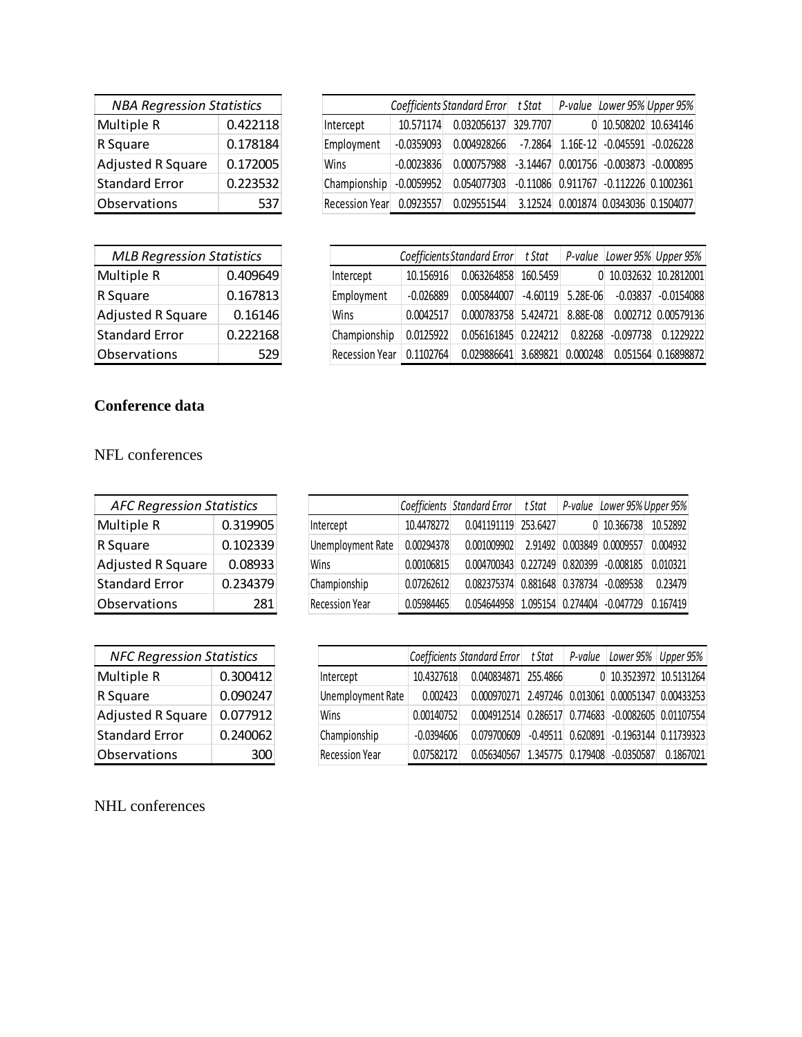| *NBA Regression Statistics* | |
| --- | --- |
| Multiple R | 0.422118 |
| R Square | 0.178184 |
| Adjusted R Square | 0.172005 |
| Standard Error | 0.223532 |
| Observations | 537 |

| | *Coefficients* | *Standard Error* | *t Stat* | *P-value* | *Lower 95%* | *Upper 95%* |
| --- | --- | --- | --- | --- | --- | --- |
| Intercept | 10.571174 | 0.032056137 | 329.7707 | 0 | 10.508202 | 10.634146 |
| Employment | -0.0359093 | 0.004928266 | -7.2864 | 1.16E-12 | -0.045591 | -0.026228 |
| Wins | -0.0023836 | 0.000757988 | -3.14467 | 0.001756 | -0.003873 | -0.000895 |
| Championship | -0.0059952 | 0.054077303 | -0.11086 | 0.911767 | -0.112226 | 0.1002361 |
| Recession Year | 0.0923557 | 0.029551544 | 3.12524 | 0.001874 | 0.0343036 | 0.1504077 |

| *MLB Regression Statistics* | |
| --- | --- |
| Multiple R | 0.409649 |
| R Square | 0.167813 |
| Adjusted R Square | 0.16146 |
| Standard Error | 0.222168 |
| Observations | 529 |

| | *Coefficients* | *Standard Error* | *t Stat* | *P-value* | *Lower 95%* | *Upper 95%* |
| --- | --- | --- | --- | --- | --- | --- |
| Intercept | 10.156916 | 0.063264858 | 160.5459 | 0 | 10.032632 | 10.2812001 |
| Employment | -0.026889 | 0.005844007 | -4.60119 | 5.28E-06 | -0.03837 | -0.0154088 |
| Wins | 0.0042517 | 0.000783758 | 5.424721 | 8.88E-08 | 0.002712 | 0.00579136 |
| Championship | 0.0125922 | 0.056161845 | 0.224212 | 0.82268 | -0.097738 | 0.1229222 |
| Recession Year | 0.1102764 | 0.029886641 | 3.689821 | 0.000248 | 0.051564 | 0.16898872 |

## Conference data

NFL conferences

| *AFC Regression Statistics* | |
| --- | --- |
| Multiple R | 0.319905 |
| R Square | 0.102339 |
| Adjusted R Square | 0.08933 |
| Standard Error | 0.234379 |
| Observations | 281 |

| | *Coefficients* | *Standard Error* | *t Stat* | *P-value* | *Lower 95%* | *Upper 95%* |
| --- | --- | --- | --- | --- | --- | --- |
| Intercept | 10.4478272 | 0.041191119 | 253.6427 | 0 | 10.366738 | 10.52892 |
| Unemployment Rate | 0.00294378 | 0.001009902 | 2.91492 | 0.003849 | 0.0009557 | 0.004932 |
| Wins | 0.00106815 | 0.004700343 | 0.227249 | 0.820399 | -0.008185 | 0.010321 |
| Championship | 0.07262612 | 0.082375374 | 0.881648 | 0.378734 | -0.089538 | 0.23479 |
| Recession Year | 0.05984465 | 0.054644958 | 1.095154 | 0.274404 | -0.047729 | 0.167419 |

| *NFC Regression Statistics* | |
| --- | --- |
| Multiple R | 0.300412 |
| R Square | 0.090247 |
| Adjusted R Square | 0.077912 |
| Standard Error | 0.240062 |
| Observations | 300 |

| | *Coefficients* | *Standard Error* | *t Stat* | *P-value* | *Lower 95%* | *Upper 95%* |
| --- | --- | --- | --- | --- | --- | --- |
| Intercept | 10.4327618 | 0.040834871 | 255.4866 | 0 | 10.3523972 | 10.5131264 |
| Unemployment Rate | 0.002423 | 0.000970271 | 2.497246 | 0.013061 | 0.00051347 | 0.00433253 |
| Wins | 0.00140752 | 0.004912514 | 0.286517 | 0.774683 | -0.0082605 | 0.01107554 |
| Championship | -0.0394606 | 0.079700609 | -0.49511 | 0.620891 | -0.1963144 | 0.11739323 |
| Recession Year | 0.07582172 | 0.056340567 | 1.345775 | 0.179408 | -0.0350587 | 0.1867021 |

NHL conferences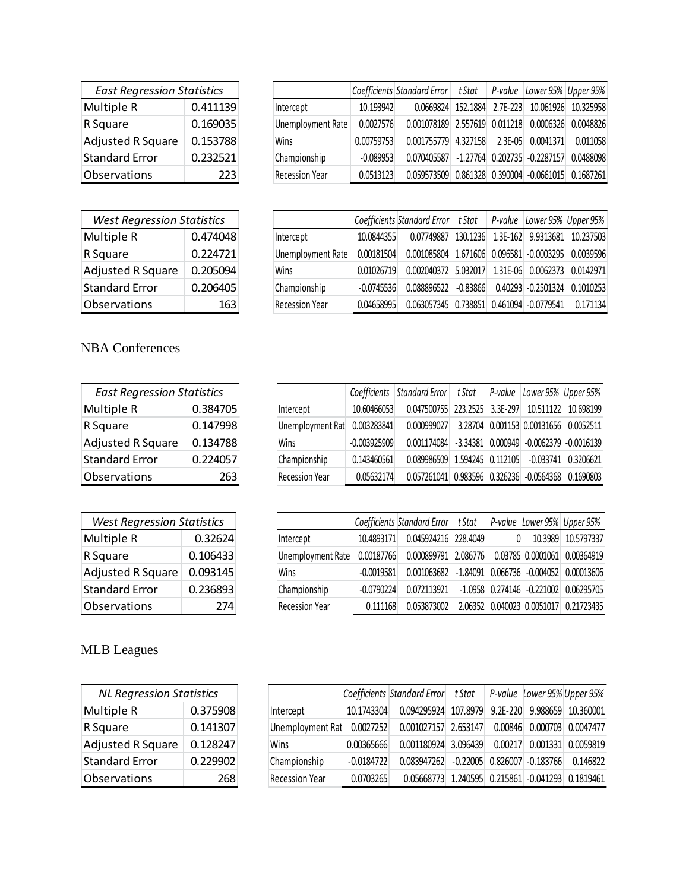| East Regression Statistics | |
|---|---|
| Multiple R | 0.411139 |
| R Square | 0.169035 |
| Adjusted R Square | 0.153788 |
| Standard Error | 0.232521 |
| Observations | 223 |

| | Coefficients | Standard Error | t Stat | P-value | Lower 95% | Upper 95% |
|---|---|---|---|---|---|---|
| Intercept | 10.193942 | 0.0669824 | 152.1884 | 2.7E-223 | 10.061926 | 10.325958 |
| Unemployment Rate | 0.0027576 | 0.001078189 | 2.557619 | 0.011218 | 0.0006326 | 0.0048826 |
| Wins | 0.00759753 | 0.001755779 | 4.327158 | 2.3E-05 | 0.0041371 | 0.011058 |
| Championship | -0.089953 | 0.070405587 | -1.27764 | 0.202735 | -0.2287157 | 0.0488098 |
| Recession Year | 0.0513123 | 0.059573509 | 0.861328 | 0.390004 | -0.0661015 | 0.1687261 |

| West Regression Statistics | |
|---|---|
| Multiple R | 0.474048 |
| R Square | 0.224721 |
| Adjusted R Square | 0.205094 |
| Standard Error | 0.206405 |
| Observations | 163 |

| | Coefficients | Standard Error | t Stat | P-value | Lower 95% | Upper 95% |
|---|---|---|---|---|---|---|
| Intercept | 10.0844355 | 0.07749887 | 130.1236 | 1.3E-162 | 9.9313681 | 10.237503 |
| Unemployment Rate | 0.00181504 | 0.001085804 | 1.671606 | 0.096581 | -0.0003295 | 0.0039596 |
| Wins | 0.01026719 | 0.002040372 | 5.032017 | 1.31E-06 | 0.0062373 | 0.0142971 |
| Championship | -0.0745536 | 0.088896522 | -0.83866 | 0.40293 | -0.2501324 | 0.1010253 |
| Recession Year | 0.04658995 | 0.063057345 | 0.738851 | 0.461094 | -0.0779541 | 0.171134 |

## NBA Conferences

| East Regression Statistics | |
|---|---|
| Multiple R | 0.384705 |
| R Square | 0.147998 |
| Adjusted R Square | 0.134788 |
| Standard Error | 0.224057 |
| Observations | 263 |

| | Coefficients | Standard Error | t Stat | P-value | Lower 95% | Upper 95% |
|---|---|---|---|---|---|---|
| Intercept | 10.60466053 | 0.047500755 | 223.2525 | 3.3E-297 | 10.511122 | 10.698199 |
| Unemployment Rat | 0.003283841 | 0.000999027 | 3.28704 | 0.001153 | 0.00131656 | 0.0052511 |
| Wins | -0.003925909 | 0.001174084 | -3.34381 | 0.000949 | -0.0062379 | -0.0016139 |
| Championship | 0.143460561 | 0.089986509 | 1.594245 | 0.112105 | -0.033741 | 0.3206621 |
| Recession Year | 0.05632174 | 0.057261041 | 0.983596 | 0.326236 | -0.0564368 | 0.1690803 |

| West Regression Statistics | |
|---|---|
| Multiple R | 0.32624 |
| R Square | 0.106433 |
| Adjusted R Square | 0.093145 |
| Standard Error | 0.236893 |
| Observations | 274 |

| | Coefficients | Standard Error | t Stat | P-value | Lower 95% | Upper 95% |
|---|---|---|---|---|---|---|
| Intercept | 10.4893171 | 0.045924216 | 228.4049 | 0 | 10.3989 | 10.5797337 |
| Unemployment Rate | 0.00187766 | 0.000899791 | 2.086776 | 0.03785 | 0.0001061 | 0.00364919 |
| Wins | -0.0019581 | 0.001063682 | -1.84091 | 0.066736 | -0.004052 | 0.00013606 |
| Championship | -0.0790224 | 0.072113921 | -1.0958 | 0.274146 | -0.221002 | 0.06295705 |
| Recession Year | 0.111168 | 0.053873002 | 2.06352 | 0.040023 | 0.0051017 | 0.21723435 |

## MLB Leagues

| NL Regression Statistics | |
|---|---|
| Multiple R | 0.375908 |
| R Square | 0.141307 |
| Adjusted R Square | 0.128247 |
| Standard Error | 0.229902 |
| Observations | 268 |

| | Coefficients | Standard Error | t Stat | P-value | Lower 95% | Upper 95% |
|---|---|---|---|---|---|---|
| Intercept | 10.1743304 | 0.094295924 | 107.8979 | 9.2E-220 | 9.988659 | 10.360001 |
| Unemployment Rat | 0.0027252 | 0.001027157 | 2.653147 | 0.00846 | 0.000703 | 0.0047477 |
| Wins | 0.00365666 | 0.001180924 | 3.096439 | 0.00217 | 0.001331 | 0.0059819 |
| Championship | -0.0184722 | 0.083947262 | -0.22005 | 0.826007 | -0.183766 | 0.146822 |
| Recession Year | 0.0703265 | 0.05668773 | 1.240595 | 0.215861 | -0.041293 | 0.1819461 |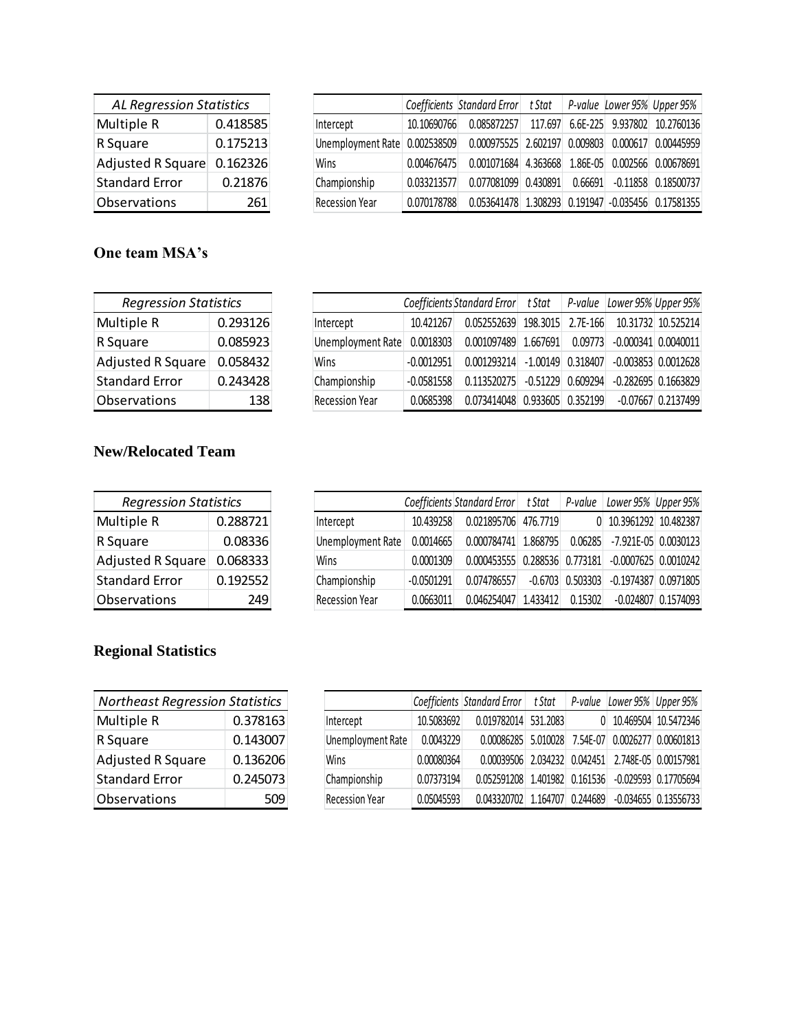| *AL Regression Statistics* | |
|---|---|
| Multiple R | 0.418585 |
| R Square | 0.175213 |
| Adjusted R Square | 0.162326 |
| Standard Error | 0.21876 |
| Observations | 261 |

| | *Coefficients* | *Standard Error* | *t Stat* | *P-value* | *Lower 95%* | *Upper 95%* |
|---|---|---|---|---|---|---|
| Intercept | 10.10690766 | 0.085872257 | 117.697 | 6.6E-225 | 9.937802 | 10.2760136 |
| Unemployment Rate | 0.002538509 | 0.000975525 | 2.602197 | 0.009803 | 0.000617 | 0.00445959 |
| Wins | 0.004676475 | 0.001071684 | 4.363668 | 1.86E-05 | 0.002566 | 0.00678691 |
| Championship | 0.033213577 | 0.077081099 | 0.430891 | 0.66691 | -0.11858 | 0.18500737 |
| Recession Year | 0.070178788 | 0.053641478 | 1.308293 | 0.191947 | -0.035456 | 0.17581355 |

## One team MSA's

| *Regression Statistics* | |
|---|---|
| Multiple R | 0.293126 |
| R Square | 0.085923 |
| Adjusted R Square | 0.058432 |
| Standard Error | 0.243428 |
| Observations | 138 |

| | *Coefficients* | *Standard Error* | *t Stat* | *P-value* | *Lower 95%* | *Upper 95%* |
|---|---|---|---|---|---|---|
| Intercept | 10.421267 | 0.052552639 | 198.3015 | 2.7E-166 | 10.31732 | 10.525214 |
| Unemployment Rate | 0.0018303 | 0.001097489 | 1.667691 | 0.09773 | -0.000341 | 0.0040011 |
| Wins | -0.0012951 | 0.001293214 | -1.00149 | 0.318407 | -0.003853 | 0.0012628 |
| Championship | -0.0581558 | 0.113520275 | -0.51229 | 0.609294 | -0.282695 | 0.1663829 |
| Recession Year | 0.0685398 | 0.073414048 | 0.933605 | 0.352199 | -0.07667 | 0.2137499 |

## New/Relocated Team

| *Regression Statistics* | |
|---|---|
| Multiple R | 0.288721 |
| R Square | 0.08336 |
| Adjusted R Square | 0.068333 |
| Standard Error | 0.192552 |
| Observations | 249 |

| | *Coefficients* | *Standard Error* | *t Stat* | *P-value* | *Lower 95%* | *Upper 95%* |
|---|---|---|---|---|---|---|
| Intercept | 10.439258 | 0.021895706 | 476.7719 | 0 | 10.3961292 | 10.482387 |
| Unemployment Rate | 0.0014665 | 0.000784741 | 1.868795 | 0.06285 | -7.921E-05 | 0.0030123 |
| Wins | 0.0001309 | 0.000453555 | 0.288536 | 0.773181 | -0.0007625 | 0.0010242 |
| Championship | -0.0501291 | 0.074786557 | -0.6703 | 0.503303 | -0.1974387 | 0.0971805 |
| Recession Year | 0.0663011 | 0.046254047 | 1.433412 | 0.15302 | -0.024807 | 0.1574093 |

## Regional Statistics

| *Northeast Regression Statistics* | |
|---|---|
| Multiple R | 0.378163 |
| R Square | 0.143007 |
| Adjusted R Square | 0.136206 |
| Standard Error | 0.245073 |
| Observations | 509 |

| | *Coefficients* | *Standard Error* | *t Stat* | *P-value* | *Lower 95%* | *Upper 95%* |
|---|---|---|---|---|---|---|
| Intercept | 10.5083692 | 0.019782014 | 531.2083 | 0 | 10.469504 | 10.5472346 |
| Unemployment Rate | 0.0043229 | 0.00086285 | 5.010028 | 7.54E-07 | 0.0026277 | 0.00601813 |
| Wins | 0.00080364 | 0.00039506 | 2.034232 | 0.042451 | 2.748E-05 | 0.00157981 |
| Championship | 0.07373194 | 0.052591208 | 1.401982 | 0.161536 | -0.029593 | 0.17705694 |
| Recession Year | 0.05045593 | 0.043320702 | 1.164707 | 0.244689 | -0.034655 | 0.13556733 |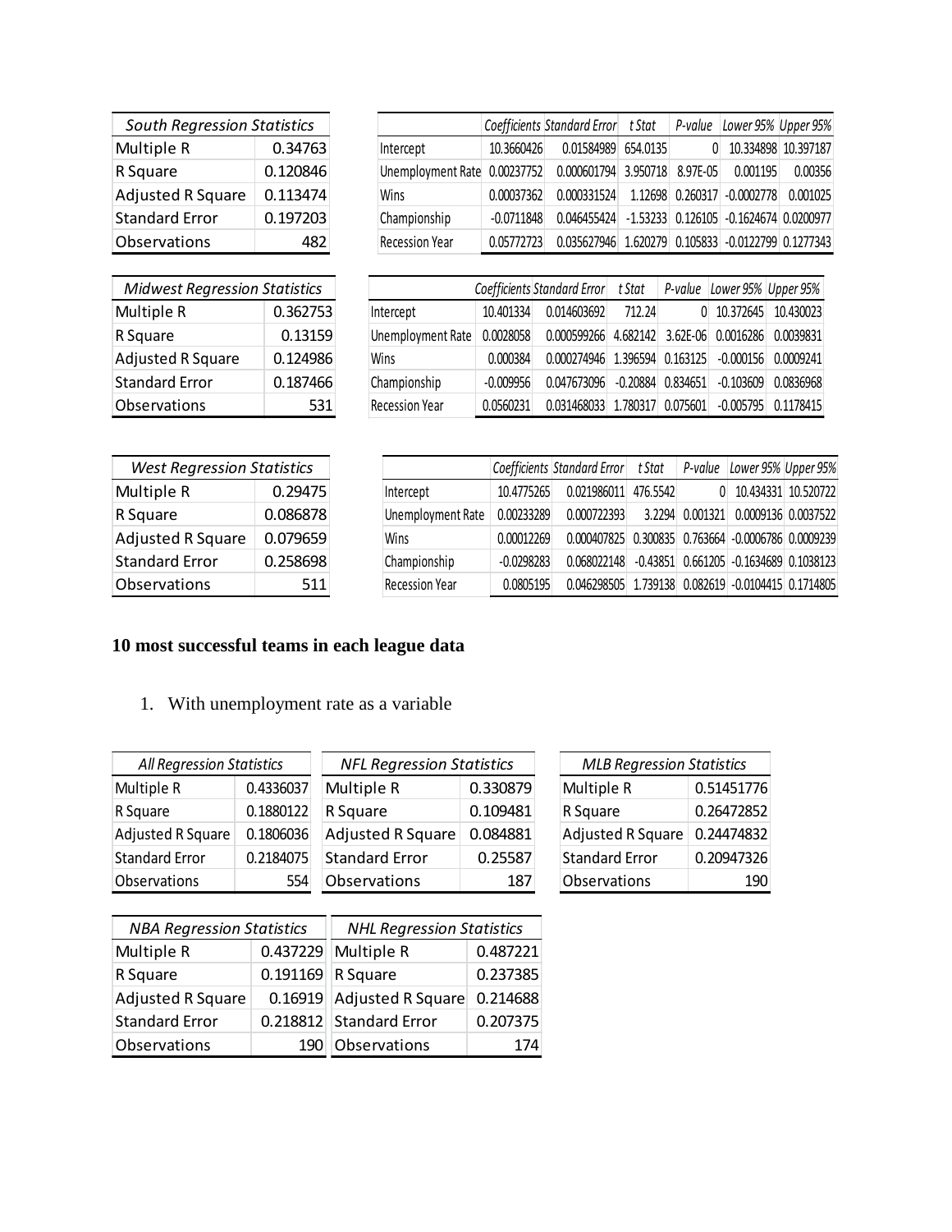| *South Regression Statistics* | |
|---|---|
| Multiple R | 0.34763 |
| R Square | 0.120846 |
| Adjusted R Square | 0.113474 |
| Standard Error | 0.197203 |
| Observations | 482 |

| | *Coefficients* | *Standard Error* | *t Stat* | *P-value* | *Lower 95%* | *Upper 95%* |
|---|---|---|---|---|---|---|
| Intercept | 10.3660426 | 0.01584989 | 654.0135 | 0 | 10.334898 | 10.397187 |
| Unemployment Rate | 0.00237752 | 0.000601794 | 3.950718 | 8.97E-05 | 0.001195 | 0.00356 |
| Wins | 0.00037362 | 0.000331524 | 1.12698 | 0.260317 | -0.0002778 | 0.001025 |
| Championship | -0.0711848 | 0.046455424 | -1.53233 | 0.126105 | -0.1624674 | 0.0200977 |
| Recession Year | 0.05772723 | 0.035627946 | 1.620279 | 0.105833 | -0.0122799 | 0.1277343 |

| *Midwest Regression Statistics* | |
|---|---|
| Multiple R | 0.362753 |
| R Square | 0.13159 |
| Adjusted R Square | 0.124986 |
| Standard Error | 0.187466 |
| Observations | 531 |

| | *Coefficients* | *Standard Error* | *t Stat* | *P-value* | *Lower 95%* | *Upper 95%* |
|---|---|---|---|---|---|---|
| Intercept | 10.401334 | 0.014603692 | 712.24 | 0 | 10.372645 | 10.430023 |
| Unemployment Rate | 0.0028058 | 0.000599266 | 4.682142 | 3.62E-06 | 0.0016286 | 0.0039831 |
| Wins | 0.000384 | 0.000274946 | 1.396594 | 0.163125 | -0.000156 | 0.0009241 |
| Championship | -0.009956 | 0.047673096 | -0.20884 | 0.834651 | -0.103609 | 0.0836968 |
| Recession Year | 0.0560231 | 0.031468033 | 1.780317 | 0.075601 | -0.005795 | 0.1178415 |

| *West Regression Statistics* | |
|---|---|
| Multiple R | 0.29475 |
| R Square | 0.086878 |
| Adjusted R Square | 0.079659 |
| Standard Error | 0.258698 |
| Observations | 511 |

| | *Coefficients* | *Standard Error* | *t Stat* | *P-value* | *Lower 95%* | *Upper 95%* |
|---|---|---|---|---|---|---|
| Intercept | 10.4775265 | 0.021986011 | 476.5542 | 0 | 10.434331 | 10.520722 |
| Unemployment Rate | 0.00233289 | 0.000722393 | 3.2294 | 0.001321 | 0.0009136 | 0.0037522 |
| Wins | 0.00012269 | 0.000407825 | 0.300835 | 0.763664 | -0.0006786 | 0.0009239 |
| Championship | -0.0298283 | 0.068022148 | -0.43851 | 0.661205 | -0.1634689 | 0.1038123 |
| Recession Year | 0.0805195 | 0.046298505 | 1.739138 | 0.082619 | -0.0104415 | 0.1714805 |

**10 most successful teams in each league data**

1. With unemployment rate as a variable

| *All Regression Statistics* | |
|---|---|
| Multiple R | 0.4336037 |
| R Square | 0.1880122 |
| Adjusted R Square | 0.1806036 |
| Standard Error | 0.2184075 |
| Observations | 554 |

| *NFL Regression Statistics* | |
|---|---|
| Multiple R | 0.330879 |
| R Square | 0.109481 |
| Adjusted R Square | 0.084881 |
| Standard Error | 0.25587 |
| Observations | 187 |

| *MLB Regression Statistics* | |
|---|---|
| Multiple R | 0.51451776 |
| R Square | 0.26472852 |
| Adjusted R Square | 0.24474832 |
| Standard Error | 0.20947326 |
| Observations | 190 |

| *NBA Regression Statistics* | |
|---|---|
| Multiple R | 0.437229 |
| R Square | 0.191169 |
| Adjusted R Square | 0.16919 |
| Standard Error | 0.218812 |
| Observations | 190 |

| *NHL Regression Statistics* | |
|---|---|
| Multiple R | 0.487221 |
| R Square | 0.237385 |
| Adjusted R Square | 0.214688 |
| Standard Error | 0.207375 |
| Observations | 174 |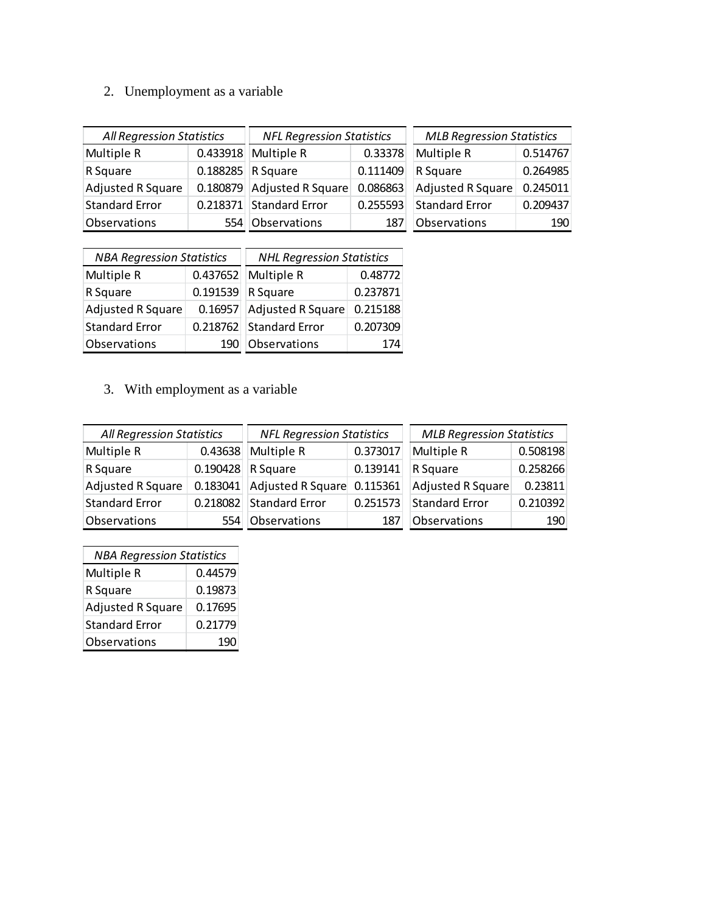2. Unemployment as a variable

| *All Regression Statistics* | |
|---|---|
| Multiple R | 0.433918 |
| R Square | 0.188285 |
| Adjusted R Square | 0.180879 |
| Standard Error | 0.218371 |
| Observations | 554 |

| *NFL Regression Statistics* | |
|---|---|
| Multiple R | 0.33378 |
| R Square | 0.111409 |
| Adjusted R Square | 0.086863 |
| Standard Error | 0.255593 |
| Observations | 187 |

| *MLB Regression Statistics* | |
|---|---|
| Multiple R | 0.514767 |
| R Square | 0.264985 |
| Adjusted R Square | 0.245011 |
| Standard Error | 0.209437 |
| Observations | 190 |

| *NBA Regression Statistics* | |
|---|---|
| Multiple R | 0.437652 |
| R Square | 0.191539 |
| Adjusted R Square | 0.16957 |
| Standard Error | 0.218762 |
| Observations | 190 |

| *NHL Regression Statistics* | |
|---|---|
| Multiple R | 0.48772 |
| R Square | 0.237871 |
| Adjusted R Square | 0.215188 |
| Standard Error | 0.207309 |
| Observations | 174 |

3. With employment as a variable

| *All Regression Statistics* | |
|---|---|
| Multiple R | 0.43638 |
| R Square | 0.190428 |
| Adjusted R Square | 0.183041 |
| Standard Error | 0.218082 |
| Observations | 554 |

| *NFL Regression Statistics* | |
|---|---|
| Multiple R | 0.373017 |
| R Square | 0.139141 |
| Adjusted R Square | 0.115361 |
| Standard Error | 0.251573 |
| Observations | 187 |

| *MLB Regression Statistics* | |
|---|---|
| Multiple R | 0.508198 |
| R Square | 0.258266 |
| Adjusted R Square | 0.23811 |
| Standard Error | 0.210392 |
| Observations | 190 |

| *NBA Regression Statistics* | |
|---|---|
| Multiple R | 0.44579 |
| R Square | 0.19873 |
| Adjusted R Square | 0.17695 |
| Standard Error | 0.21779 |
| Observations | 190 |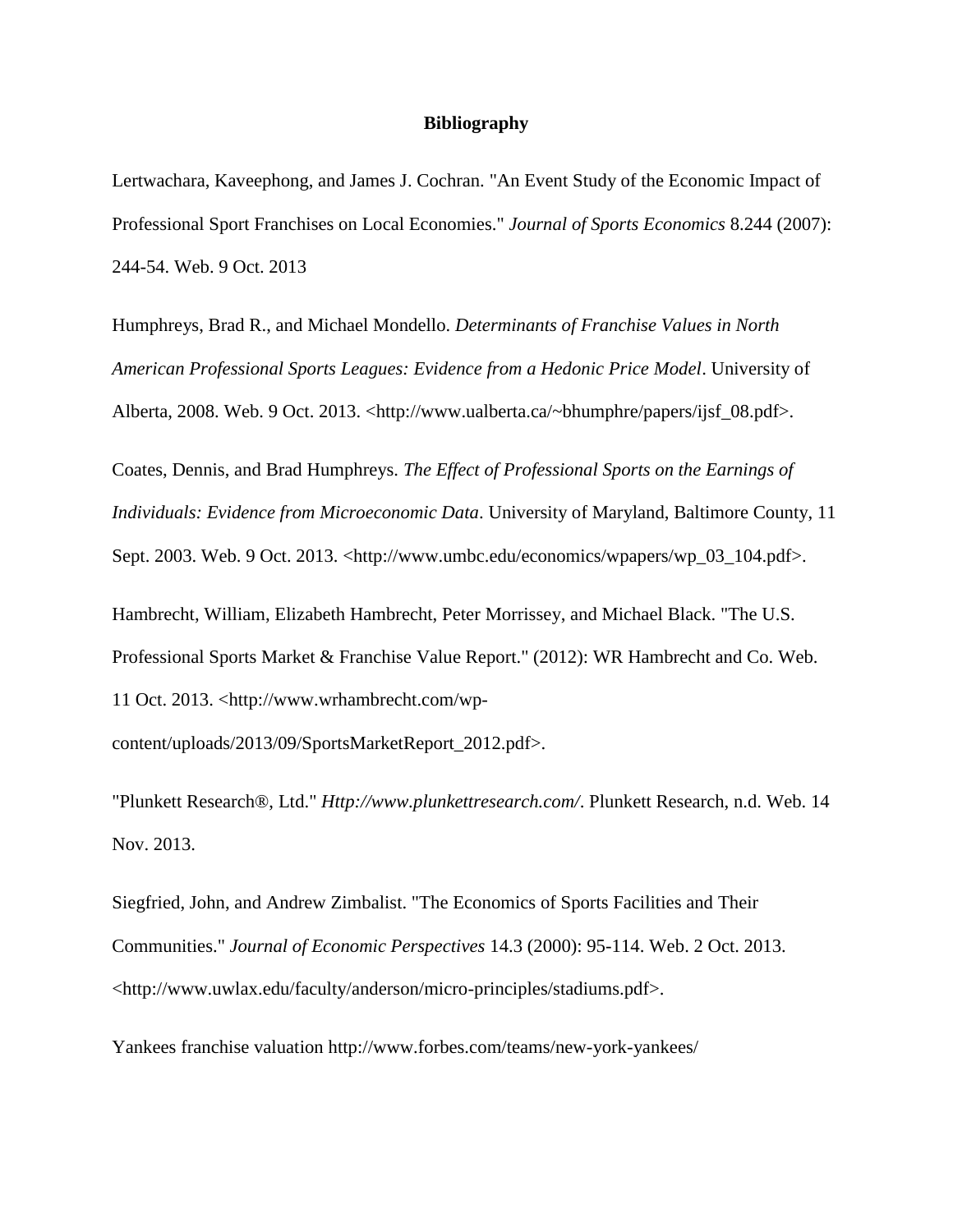**Bibliography**

Lertwachara, Kaveephong, and James J. Cochran. "An Event Study of the Economic Impact of Professional Sport Franchises on Local Economies." *Journal of Sports Economics* 8.244 (2007): 244-54. Web. 9 Oct. 2013

Humphreys, Brad R., and Michael Mondello. *Determinants of Franchise Values in North American Professional Sports Leagues: Evidence from a Hedonic Price Model*. University of Alberta, 2008. Web. 9 Oct. 2013. <http://www.ualberta.ca/~bhumphre/papers/ijsf_08.pdf>.

Coates, Dennis, and Brad Humphreys. *The Effect of Professional Sports on the Earnings of Individuals: Evidence from Microeconomic Data*. University of Maryland, Baltimore County, 11 Sept. 2003. Web. 9 Oct. 2013. <http://www.umbc.edu/economics/wpapers/wp_03_104.pdf>.

Hambrecht, William, Elizabeth Hambrecht, Peter Morrissey, and Michael Black. "The U.S. Professional Sports Market & Franchise Value Report." (2012): WR Hambrecht and Co. Web. 11 Oct. 2013. <http://www.wrhambrecht.com/wp-content/uploads/2013/09/SportsMarketReport_2012.pdf>.

"Plunkett Research®, Ltd." *Http://www.plunkettresearch.com/*. Plunkett Research, n.d. Web. 14 Nov. 2013.

Siegfried, John, and Andrew Zimbalist. "The Economics of Sports Facilities and Their Communities." *Journal of Economic Perspectives* 14.3 (2000): 95-114. Web. 2 Oct. 2013. <http://www.uwlax.edu/faculty/anderson/micro-principles/stadiums.pdf>.

Yankees franchise valuation http://www.forbes.com/teams/new-york-yankees/